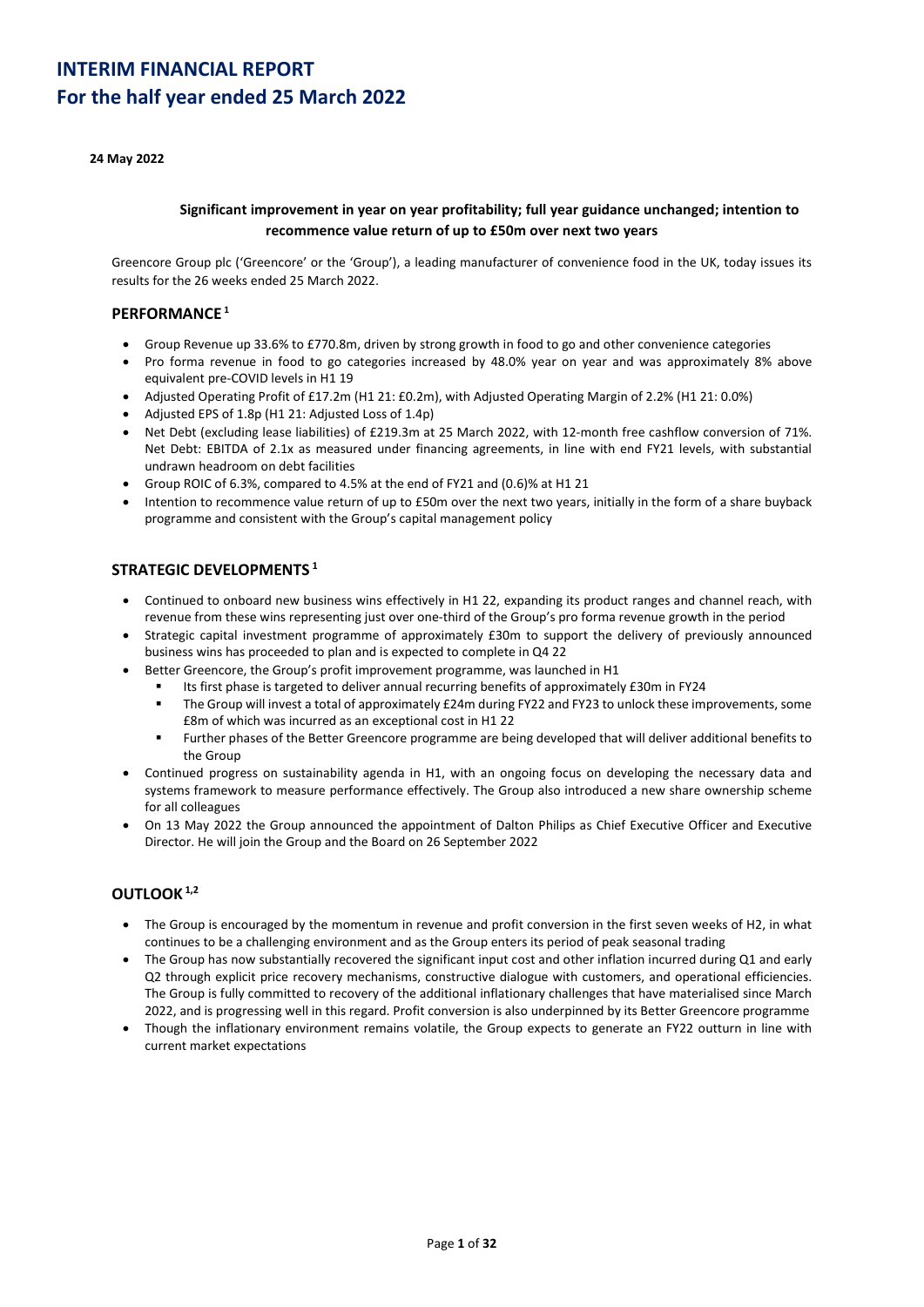# INTERIM FINANCIAL REPORT
# For the half year ended 25 March 2022

**24 May 2022**

**Significant improvement in year on year profitability; full year guidance unchanged; intention to recommence value return of up to £50m over next two years**

Greencore Group plc ('Greencore' or the 'Group'), a leading manufacturer of convenience food in the UK, today issues its results for the 26 weeks ended 25 March 2022.

## PERFORMANCE [1]

- Group Revenue up 33.6% to £770.8m, driven by strong growth in food to go and other convenience categories
- Pro forma revenue in food to go categories increased by 48.0% year on year and was approximately 8% above equivalent pre-COVID levels in H1 19
- Adjusted Operating Profit of £17.2m (H1 21: £0.2m), with Adjusted Operating Margin of 2.2% (H1 21: 0.0%)
- Adjusted EPS of 1.8p (H1 21: Adjusted Loss of 1.4p)
- Net Debt (excluding lease liabilities) of £219.3m at 25 March 2022, with 12-month free cashflow conversion of 71%. Net Debt: EBITDA of 2.1x as measured under financing agreements, in line with end FY21 levels, with substantial undrawn headroom on debt facilities
- Group ROIC of 6.3%, compared to 4.5% at the end of FY21 and (0.6)% at H1 21
- Intention to recommence value return of up to £50m over the next two years, initially in the form of a share buyback programme and consistent with the Group's capital management policy

## STRATEGIC DEVELOPMENTS [1]

- Continued to onboard new business wins effectively in H1 22, expanding its product ranges and channel reach, with revenue from these wins representing just over one-third of the Group's pro forma revenue growth in the period
- Strategic capital investment programme of approximately £30m to support the delivery of previously announced business wins has proceeded to plan and is expected to complete in Q4 22
- Better Greencore, the Group's profit improvement programme, was launched in H1
  - Its first phase is targeted to deliver annual recurring benefits of approximately £30m in FY24
  - The Group will invest a total of approximately £24m during FY22 and FY23 to unlock these improvements, some £8m of which was incurred as an exceptional cost in H1 22
  - Further phases of the Better Greencore programme are being developed that will deliver additional benefits to the Group
- Continued progress on sustainability agenda in H1, with an ongoing focus on developing the necessary data and systems framework to measure performance effectively. The Group also introduced a new share ownership scheme for all colleagues
- On 13 May 2022 the Group announced the appointment of Dalton Philips as Chief Executive Officer and Executive Director. He will join the Group and the Board on 26 September 2022

## OUTLOOK [1,2]

- The Group is encouraged by the momentum in revenue and profit conversion in the first seven weeks of H2, in what continues to be a challenging environment and as the Group enters its period of peak seasonal trading
- The Group has now substantially recovered the significant input cost and other inflation incurred during Q1 and early Q2 through explicit price recovery mechanisms, constructive dialogue with customers, and operational efficiencies. The Group is fully committed to recovery of the additional inflationary challenges that have materialised since March 2022, and is progressing well in this regard. Profit conversion is also underpinned by its Better Greencore programme
- Though the inflationary environment remains volatile, the Group expects to generate an FY22 outturn in line with current market expectations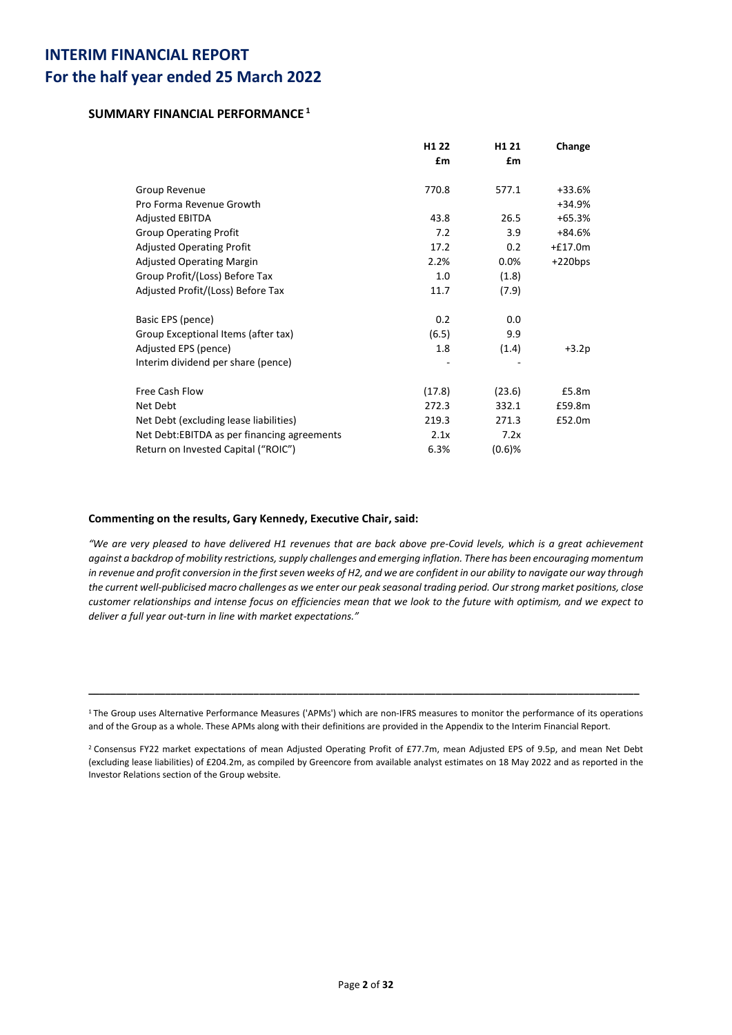# INTERIM FINANCIAL REPORT
# For the half year ended 25 March 2022

### SUMMARY FINANCIAL PERFORMANCE [1]

| | H1 22 £m | H1 21 £m | Change |
|---|---|---|---|
| Group Revenue | 770.8 | 577.1 | +33.6% |
| Pro Forma Revenue Growth | | | +34.9% |
| Adjusted EBITDA | 43.8 | 26.5 | +65.3% |
| Group Operating Profit | 7.2 | 3.9 | +84.6% |
| Adjusted Operating Profit | 17.2 | 0.2 | +£17.0m |
| Adjusted Operating Margin | 2.2% | 0.0% | +220bps |
| Group Profit/(Loss) Before Tax | 1.0 | (1.8) | |
| Adjusted Profit/(Loss) Before Tax | 11.7 | (7.9) | |
| | | | |
| Basic EPS (pence) | 0.2 | 0.0 | |
| Group Exceptional Items (after tax) | (6.5) | 9.9 | |
| Adjusted EPS (pence) | 1.8 | (1.4) | +3.2p |
| Interim dividend per share (pence) | - | - | |
| | | | |
| Free Cash Flow | (17.8) | (23.6) | £5.8m |
| Net Debt | 272.3 | 332.1 | £59.8m |
| Net Debt (excluding lease liabilities) | 219.3 | 271.3 | £52.0m |
| Net Debt:EBITDA as per financing agreements | 2.1x | 7.2x | |
| Return on Invested Capital ("ROIC") | 6.3% | (0.6)% | |

**Commenting on the results, Gary Kennedy, Executive Chair, said:**

*"We are very pleased to have delivered H1 revenues that are back above pre-Covid levels, which is a great achievement against a backdrop of mobility restrictions, supply challenges and emerging inflation. There has been encouraging momentum in revenue and profit conversion in the first seven weeks of H2, and we are confident in our ability to navigate our way through the current well-publicised macro challenges as we enter our peak seasonal trading period. Our strong market positions, close customer relationships and intense focus on efficiencies mean that we look to the future with optimism, and we expect to deliver a full year out-turn in line with market expectations."*

---

[1] The Group uses Alternative Performance Measures ('APMs') which are non-IFRS measures to monitor the performance of its operations and of the Group as a whole. These APMs along with their definitions are provided in the Appendix to the Interim Financial Report.

[2] Consensus FY22 market expectations of mean Adjusted Operating Profit of £77.7m, mean Adjusted EPS of 9.5p, and mean Net Debt (excluding lease liabilities) of £204.2m, as compiled by Greencore from available analyst estimates on 18 May 2022 and as reported in the Investor Relations section of the Group website.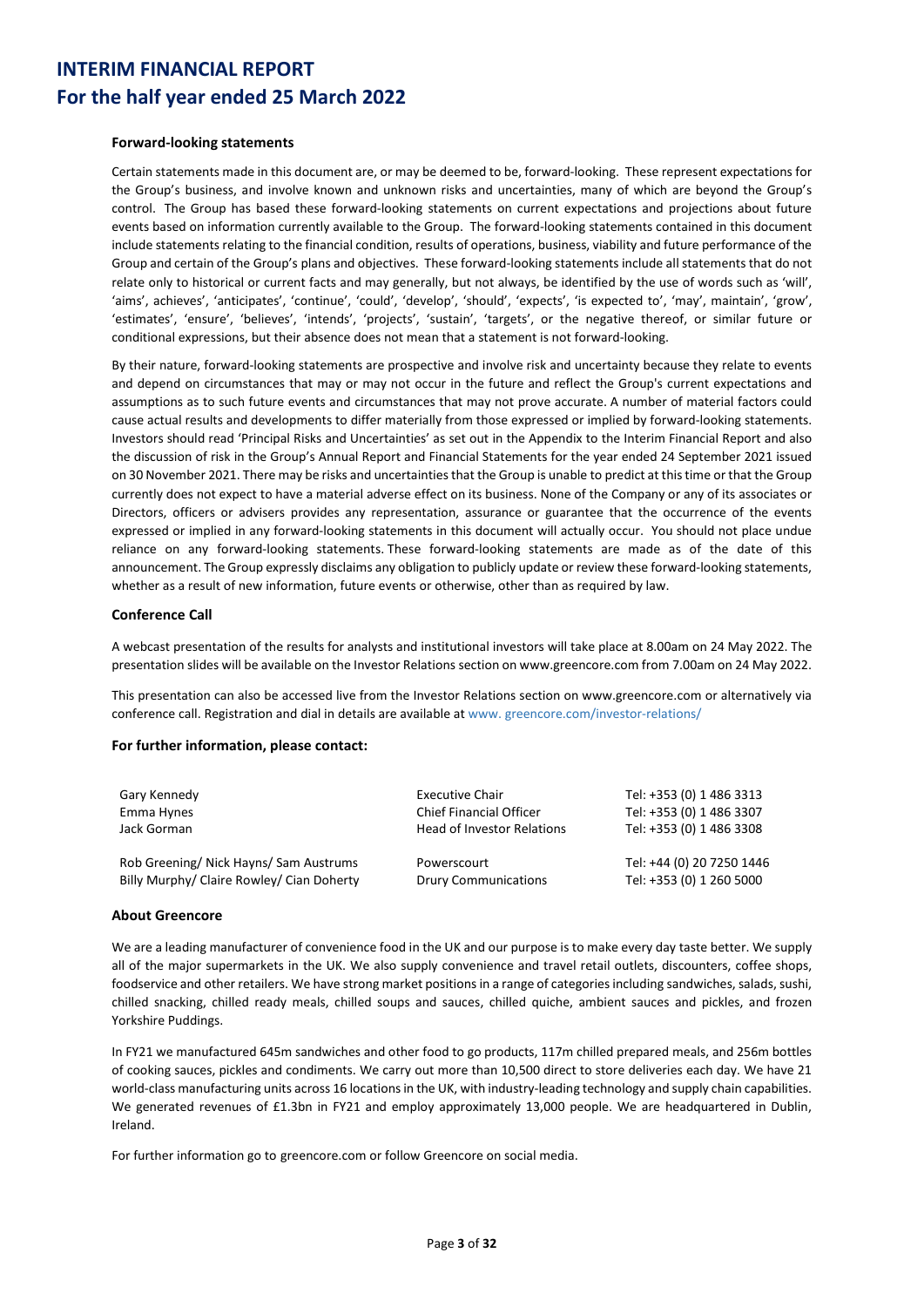# INTERIM FINANCIAL REPORT
# For the half year ended 25 March 2022

### Forward-looking statements

Certain statements made in this document are, or may be deemed to be, forward-looking. These represent expectations for the Group's business, and involve known and unknown risks and uncertainties, many of which are beyond the Group's control. The Group has based these forward-looking statements on current expectations and projections about future events based on information currently available to the Group. The forward-looking statements contained in this document include statements relating to the financial condition, results of operations, business, viability and future performance of the Group and certain of the Group's plans and objectives. These forward-looking statements include all statements that do not relate only to historical or current facts and may generally, but not always, be identified by the use of words such as 'will', 'aims', achieves', 'anticipates', 'continue', 'could', 'develop', 'should', 'expects', 'is expected to', 'may', maintain', 'grow', 'estimates', 'ensure', 'believes', 'intends', 'projects', 'sustain', 'targets', or the negative thereof, or similar future or conditional expressions, but their absence does not mean that a statement is not forward-looking.

By their nature, forward-looking statements are prospective and involve risk and uncertainty because they relate to events and depend on circumstances that may or may not occur in the future and reflect the Group's current expectations and assumptions as to such future events and circumstances that may not prove accurate. A number of material factors could cause actual results and developments to differ materially from those expressed or implied by forward-looking statements. Investors should read 'Principal Risks and Uncertainties' as set out in the Appendix to the Interim Financial Report and also the discussion of risk in the Group's Annual Report and Financial Statements for the year ended 24 September 2021 issued on 30 November 2021. There may be risks and uncertainties that the Group is unable to predict at this time or that the Group currently does not expect to have a material adverse effect on its business. None of the Company or any of its associates or Directors, officers or advisers provides any representation, assurance or guarantee that the occurrence of the events expressed or implied in any forward-looking statements in this document will actually occur. You should not place undue reliance on any forward-looking statements. These forward-looking statements are made as of the date of this announcement. The Group expressly disclaims any obligation to publicly update or review these forward-looking statements, whether as a result of new information, future events or otherwise, other than as required by law.

### Conference Call

A webcast presentation of the results for analysts and institutional investors will take place at 8.00am on 24 May 2022. The presentation slides will be available on the Investor Relations section on www.greencore.com from 7.00am on 24 May 2022.

This presentation can also be accessed live from the Investor Relations section on www.greencore.com or alternatively via conference call. Registration and dial in details are available at www. greencore.com/investor-relations/

### For further information, please contact:

| | | |
|---|---|---|
| Gary Kennedy | Executive Chair | Tel: +353 (0) 1 486 3313 |
| Emma Hynes | Chief Financial Officer | Tel: +353 (0) 1 486 3307 |
| Jack Gorman | Head of Investor Relations | Tel: +353 (0) 1 486 3308 |
| Rob Greening/ Nick Hayns/ Sam Austrums | Powerscourt | Tel: +44 (0) 20 7250 1446 |
| Billy Murphy/ Claire Rowley/ Cian Doherty | Drury Communications | Tel: +353 (0) 1 260 5000 |

### About Greencore

We are a leading manufacturer of convenience food in the UK and our purpose is to make every day taste better. We supply all of the major supermarkets in the UK. We also supply convenience and travel retail outlets, discounters, coffee shops, foodservice and other retailers. We have strong market positions in a range of categories including sandwiches, salads, sushi, chilled snacking, chilled ready meals, chilled soups and sauces, chilled quiche, ambient sauces and pickles, and frozen Yorkshire Puddings.

In FY21 we manufactured 645m sandwiches and other food to go products, 117m chilled prepared meals, and 256m bottles of cooking sauces, pickles and condiments. We carry out more than 10,500 direct to store deliveries each day. We have 21 world-class manufacturing units across 16 locations in the UK, with industry-leading technology and supply chain capabilities. We generated revenues of £1.3bn in FY21 and employ approximately 13,000 people. We are headquartered in Dublin, Ireland.

For further information go to greencore.com or follow Greencore on social media.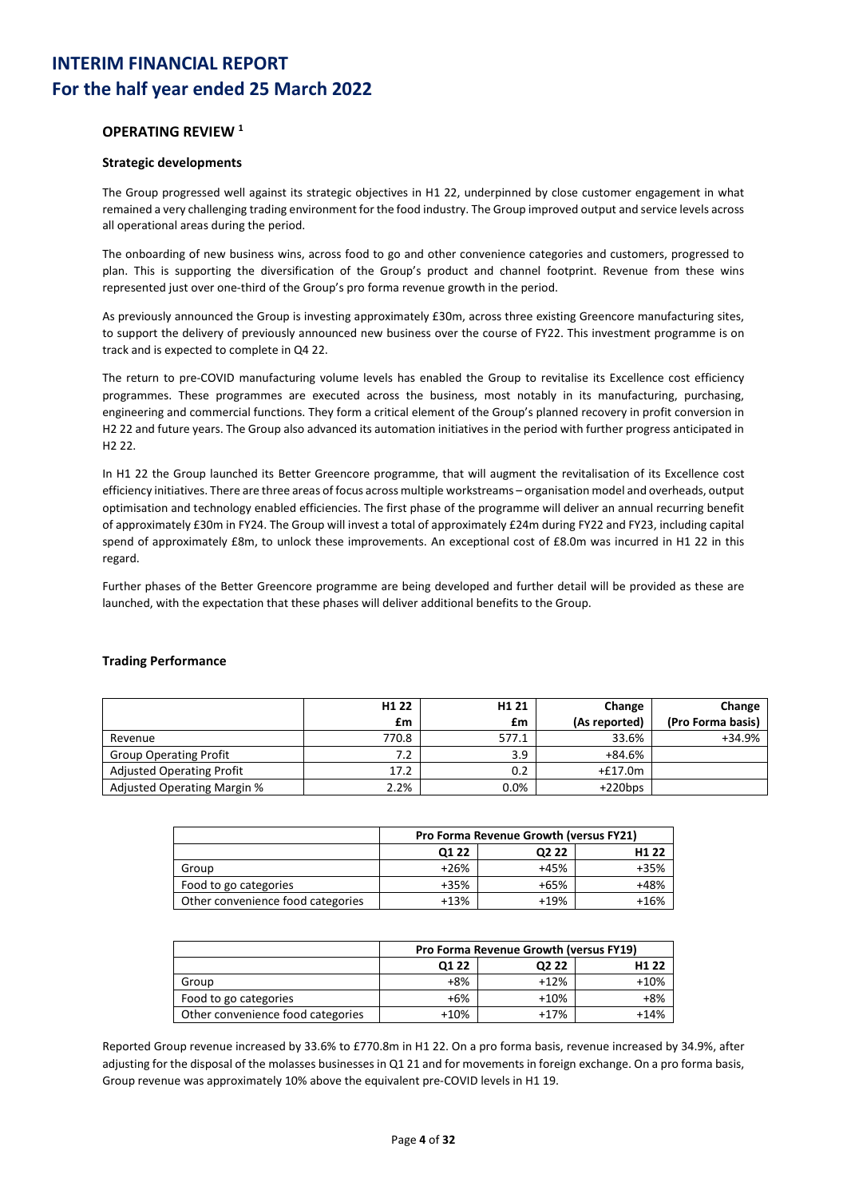# INTERIM FINANCIAL REPORT
# For the half year ended 25 March 2022

## OPERATING REVIEW [1]

### Strategic developments

The Group progressed well against its strategic objectives in H1 22, underpinned by close customer engagement in what remained a very challenging trading environment for the food industry. The Group improved output and service levels across all operational areas during the period.

The onboarding of new business wins, across food to go and other convenience categories and customers, progressed to plan. This is supporting the diversification of the Group's product and channel footprint. Revenue from these wins represented just over one-third of the Group's pro forma revenue growth in the period.

As previously announced the Group is investing approximately £30m, across three existing Greencore manufacturing sites, to support the delivery of previously announced new business over the course of FY22. This investment programme is on track and is expected to complete in Q4 22.

The return to pre-COVID manufacturing volume levels has enabled the Group to revitalise its Excellence cost efficiency programmes. These programmes are executed across the business, most notably in its manufacturing, purchasing, engineering and commercial functions. They form a critical element of the Group's planned recovery in profit conversion in H2 22 and future years. The Group also advanced its automation initiatives in the period with further progress anticipated in H2 22.

In H1 22 the Group launched its Better Greencore programme, that will augment the revitalisation of its Excellence cost efficiency initiatives. There are three areas of focus across multiple workstreams – organisation model and overheads, output optimisation and technology enabled efficiencies. The first phase of the programme will deliver an annual recurring benefit of approximately £30m in FY24. The Group will invest a total of approximately £24m during FY22 and FY23, including capital spend of approximately £8m, to unlock these improvements. An exceptional cost of £8.0m was incurred in H1 22 in this regard.

Further phases of the Better Greencore programme are being developed and further detail will be provided as these are launched, with the expectation that these phases will deliver additional benefits to the Group.

### Trading Performance

| | H1 22 £m | H1 21 £m | Change (As reported) | Change (Pro Forma basis) |
|---|---|---|---|---|
| Revenue | 770.8 | 577.1 | 33.6% | +34.9% |
| Group Operating Profit | 7.2 | 3.9 | +84.6% | |
| Adjusted Operating Profit | 17.2 | 0.2 | +£17.0m | |
| Adjusted Operating Margin % | 2.2% | 0.0% | +220bps | |

| | Pro Forma Revenue Growth (versus FY21) | | |
|---|---|---|---|
| | Q1 22 | Q2 22 | H1 22 |
| Group | +26% | +45% | +35% |
| Food to go categories | +35% | +65% | +48% |
| Other convenience food categories | +13% | +19% | +16% |

| | Pro Forma Revenue Growth (versus FY19) | | |
|---|---|---|---|
| | Q1 22 | Q2 22 | H1 22 |
| Group | +8% | +12% | +10% |
| Food to go categories | +6% | +10% | +8% |
| Other convenience food categories | +10% | +17% | +14% |

Reported Group revenue increased by 33.6% to £770.8m in H1 22. On a pro forma basis, revenue increased by 34.9%, after adjusting for the disposal of the molasses businesses in Q1 21 and for movements in foreign exchange. On a pro forma basis, Group revenue was approximately 10% above the equivalent pre-COVID levels in H1 19.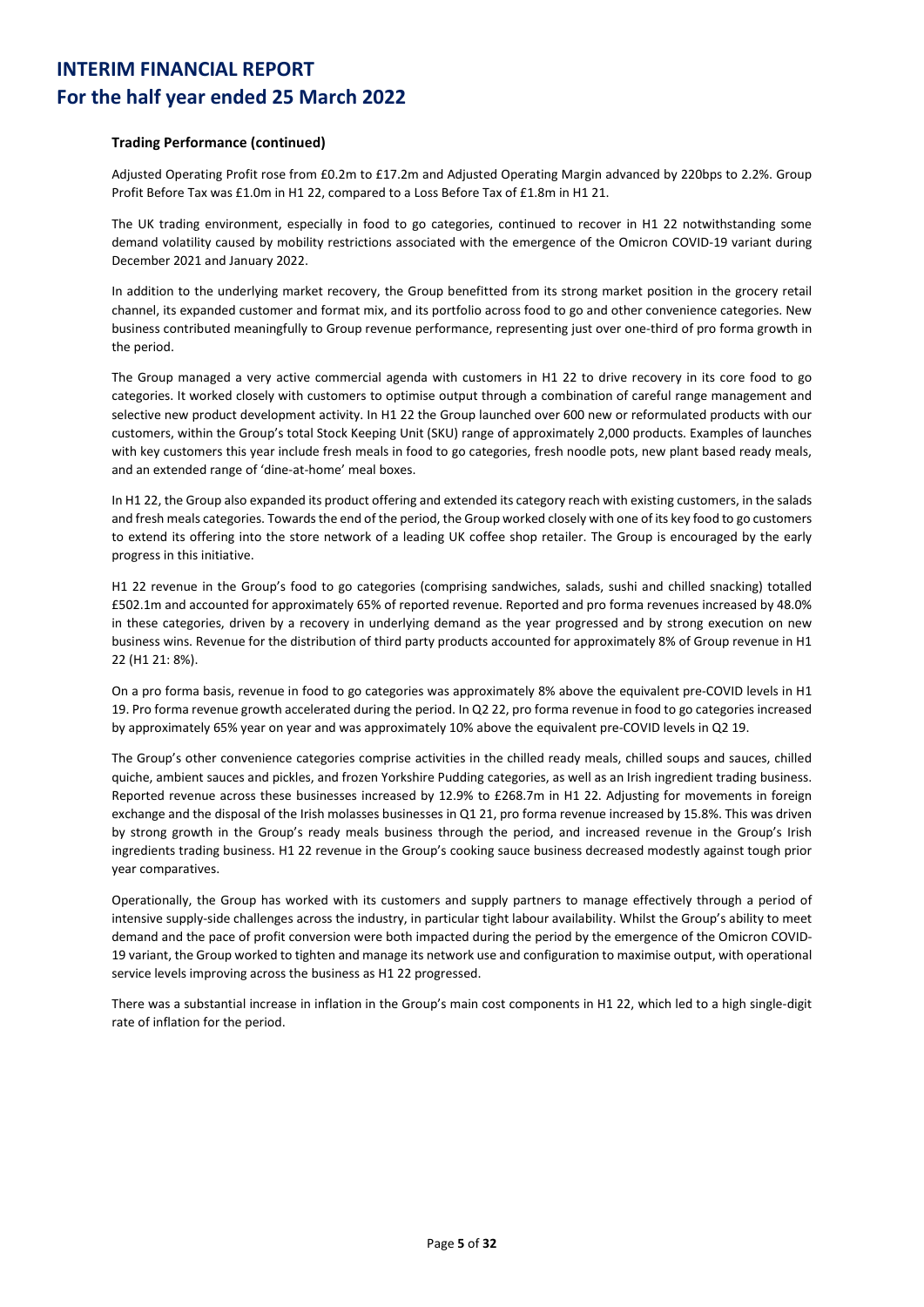### Trading Performance (continued)

Adjusted Operating Profit rose from £0.2m to £17.2m and Adjusted Operating Margin advanced by 220bps to 2.2%. Group Profit Before Tax was £1.0m in H1 22, compared to a Loss Before Tax of £1.8m in H1 21.

The UK trading environment, especially in food to go categories, continued to recover in H1 22 notwithstanding some demand volatility caused by mobility restrictions associated with the emergence of the Omicron COVID-19 variant during December 2021 and January 2022.

In addition to the underlying market recovery, the Group benefitted from its strong market position in the grocery retail channel, its expanded customer and format mix, and its portfolio across food to go and other convenience categories. New business contributed meaningfully to Group revenue performance, representing just over one-third of pro forma growth in the period.

The Group managed a very active commercial agenda with customers in H1 22 to drive recovery in its core food to go categories. It worked closely with customers to optimise output through a combination of careful range management and selective new product development activity. In H1 22 the Group launched over 600 new or reformulated products with our customers, within the Group's total Stock Keeping Unit (SKU) range of approximately 2,000 products. Examples of launches with key customers this year include fresh meals in food to go categories, fresh noodle pots, new plant based ready meals, and an extended range of 'dine-at-home' meal boxes.

In H1 22, the Group also expanded its product offering and extended its category reach with existing customers, in the salads and fresh meals categories. Towards the end of the period, the Group worked closely with one of its key food to go customers to extend its offering into the store network of a leading UK coffee shop retailer. The Group is encouraged by the early progress in this initiative.

H1 22 revenue in the Group's food to go categories (comprising sandwiches, salads, sushi and chilled snacking) totalled £502.1m and accounted for approximately 65% of reported revenue. Reported and pro forma revenues increased by 48.0% in these categories, driven by a recovery in underlying demand as the year progressed and by strong execution on new business wins. Revenue for the distribution of third party products accounted for approximately 8% of Group revenue in H1 22 (H1 21: 8%).

On a pro forma basis, revenue in food to go categories was approximately 8% above the equivalent pre-COVID levels in H1 19. Pro forma revenue growth accelerated during the period. In Q2 22, pro forma revenue in food to go categories increased by approximately 65% year on year and was approximately 10% above the equivalent pre-COVID levels in Q2 19.

The Group's other convenience categories comprise activities in the chilled ready meals, chilled soups and sauces, chilled quiche, ambient sauces and pickles, and frozen Yorkshire Pudding categories, as well as an Irish ingredient trading business. Reported revenue across these businesses increased by 12.9% to £268.7m in H1 22. Adjusting for movements in foreign exchange and the disposal of the Irish molasses businesses in Q1 21, pro forma revenue increased by 15.8%. This was driven by strong growth in the Group's ready meals business through the period, and increased revenue in the Group's Irish ingredients trading business. H1 22 revenue in the Group's cooking sauce business decreased modestly against tough prior year comparatives.

Operationally, the Group has worked with its customers and supply partners to manage effectively through a period of intensive supply-side challenges across the industry, in particular tight labour availability. Whilst the Group's ability to meet demand and the pace of profit conversion were both impacted during the period by the emergence of the Omicron COVID-19 variant, the Group worked to tighten and manage its network use and configuration to maximise output, with operational service levels improving across the business as H1 22 progressed.

There was a substantial increase in inflation in the Group's main cost components in H1 22, which led to a high single-digit rate of inflation for the period.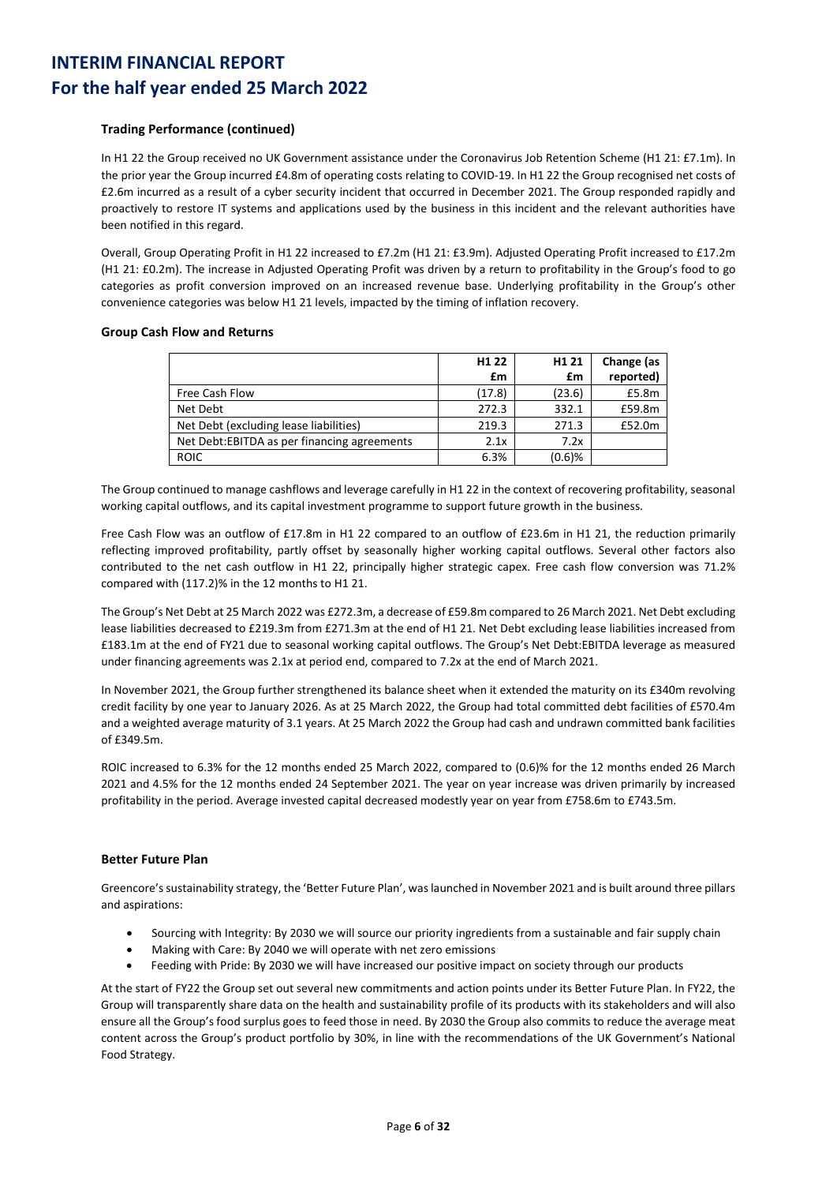### Trading Performance (continued)

In H1 22 the Group received no UK Government assistance under the Coronavirus Job Retention Scheme (H1 21: £7.1m). In the prior year the Group incurred £4.8m of operating costs relating to COVID-19. In H1 22 the Group recognised net costs of £2.6m incurred as a result of a cyber security incident that occurred in December 2021. The Group responded rapidly and proactively to restore IT systems and applications used by the business in this incident and the relevant authorities have been notified in this regard.

Overall, Group Operating Profit in H1 22 increased to £7.2m (H1 21: £3.9m). Adjusted Operating Profit increased to £17.2m (H1 21: £0.2m). The increase in Adjusted Operating Profit was driven by a return to profitability in the Group's food to go categories as profit conversion improved on an increased revenue base. Underlying profitability in the Group's other convenience categories was below H1 21 levels, impacted by the timing of inflation recovery.

### Group Cash Flow and Returns

| | H1 22 £m | H1 21 £m | Change (as reported) |
|---|---|---|---|
| Free Cash Flow | (17.8) | (23.6) | £5.8m |
| Net Debt | 272.3 | 332.1 | £59.8m |
| Net Debt (excluding lease liabilities) | 219.3 | 271.3 | £52.0m |
| Net Debt:EBITDA as per financing agreements | 2.1x | 7.2x | |
| ROIC | 6.3% | (0.6)% | |

The Group continued to manage cashflows and leverage carefully in H1 22 in the context of recovering profitability, seasonal working capital outflows, and its capital investment programme to support future growth in the business.

Free Cash Flow was an outflow of £17.8m in H1 22 compared to an outflow of £23.6m in H1 21, the reduction primarily reflecting improved profitability, partly offset by seasonally higher working capital outflows. Several other factors also contributed to the net cash outflow in H1 22, principally higher strategic capex. Free cash flow conversion was 71.2% compared with (117.2)% in the 12 months to H1 21.

The Group's Net Debt at 25 March 2022 was £272.3m, a decrease of £59.8m compared to 26 March 2021. Net Debt excluding lease liabilities decreased to £219.3m from £271.3m at the end of H1 21. Net Debt excluding lease liabilities increased from £183.1m at the end of FY21 due to seasonal working capital outflows. The Group's Net Debt:EBITDA leverage as measured under financing agreements was 2.1x at period end, compared to 7.2x at the end of March 2021.

In November 2021, the Group further strengthened its balance sheet when it extended the maturity on its £340m revolving credit facility by one year to January 2026. As at 25 March 2022, the Group had total committed debt facilities of £570.4m and a weighted average maturity of 3.1 years. At 25 March 2022 the Group had cash and undrawn committed bank facilities of £349.5m.

ROIC increased to 6.3% for the 12 months ended 25 March 2022, compared to (0.6)% for the 12 months ended 26 March 2021 and 4.5% for the 12 months ended 24 September 2021. The year on year increase was driven primarily by increased profitability in the period. Average invested capital decreased modestly year on year from £758.6m to £743.5m.

### Better Future Plan

Greencore's sustainability strategy, the 'Better Future Plan', was launched in November 2021 and is built around three pillars and aspirations:

- Sourcing with Integrity: By 2030 we will source our priority ingredients from a sustainable and fair supply chain
- Making with Care: By 2040 we will operate with net zero emissions
- Feeding with Pride: By 2030 we will have increased our positive impact on society through our products

At the start of FY22 the Group set out several new commitments and action points under its Better Future Plan. In FY22, the Group will transparently share data on the health and sustainability profile of its products with its stakeholders and will also ensure all the Group's food surplus goes to feed those in need. By 2030 the Group also commits to reduce the average meat content across the Group's product portfolio by 30%, in line with the recommendations of the UK Government's National Food Strategy.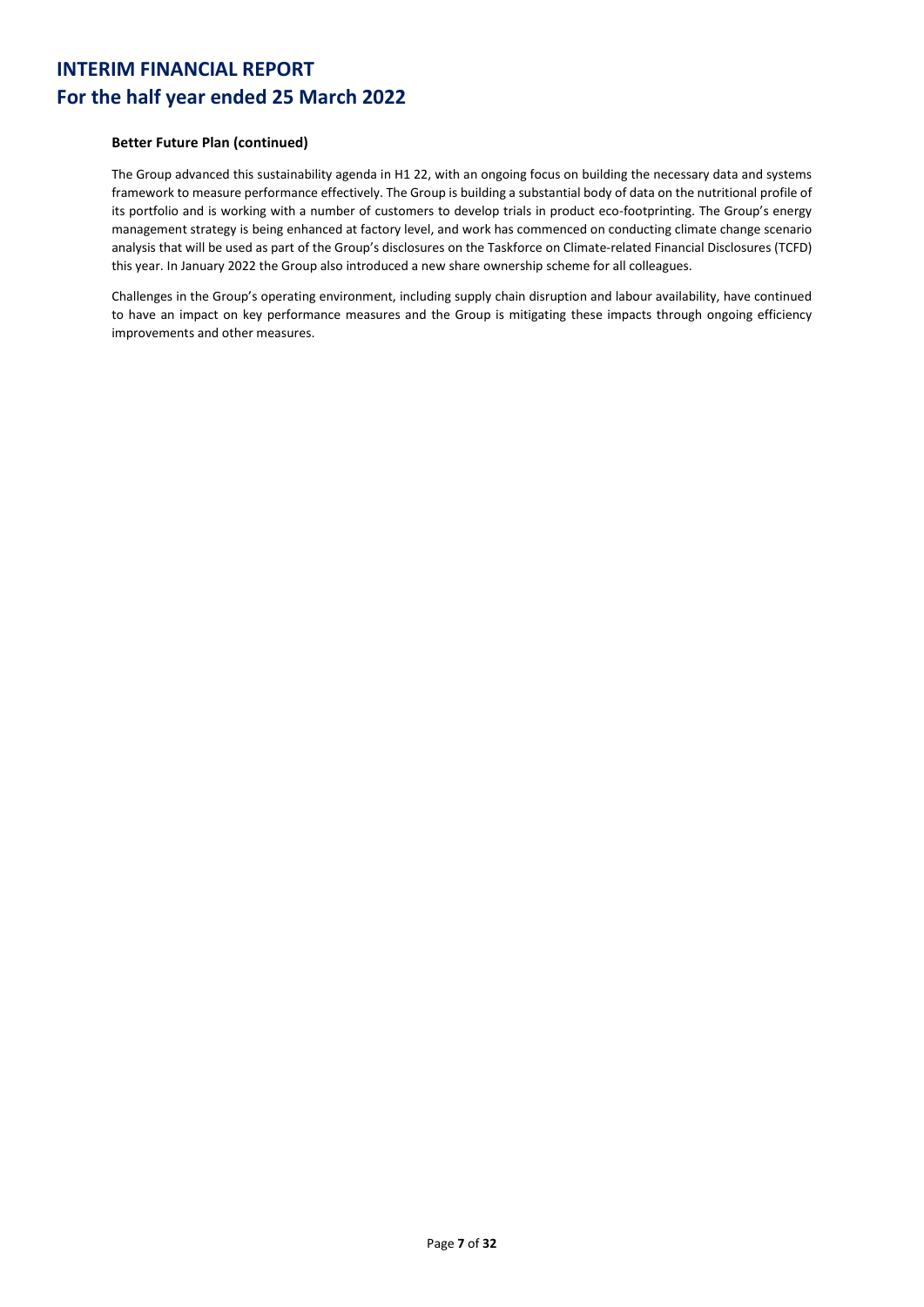**Better Future Plan (continued)**

The Group advanced this sustainability agenda in H1 22, with an ongoing focus on building the necessary data and systems framework to measure performance effectively. The Group is building a substantial body of data on the nutritional profile of its portfolio and is working with a number of customers to develop trials in product eco-footprinting. The Group's energy management strategy is being enhanced at factory level, and work has commenced on conducting climate change scenario analysis that will be used as part of the Group's disclosures on the Taskforce on Climate-related Financial Disclosures (TCFD) this year. In January 2022 the Group also introduced a new share ownership scheme for all colleagues.

Challenges in the Group's operating environment, including supply chain disruption and labour availability, have continued to have an impact on key performance measures and the Group is mitigating these impacts through ongoing efficiency improvements and other measures.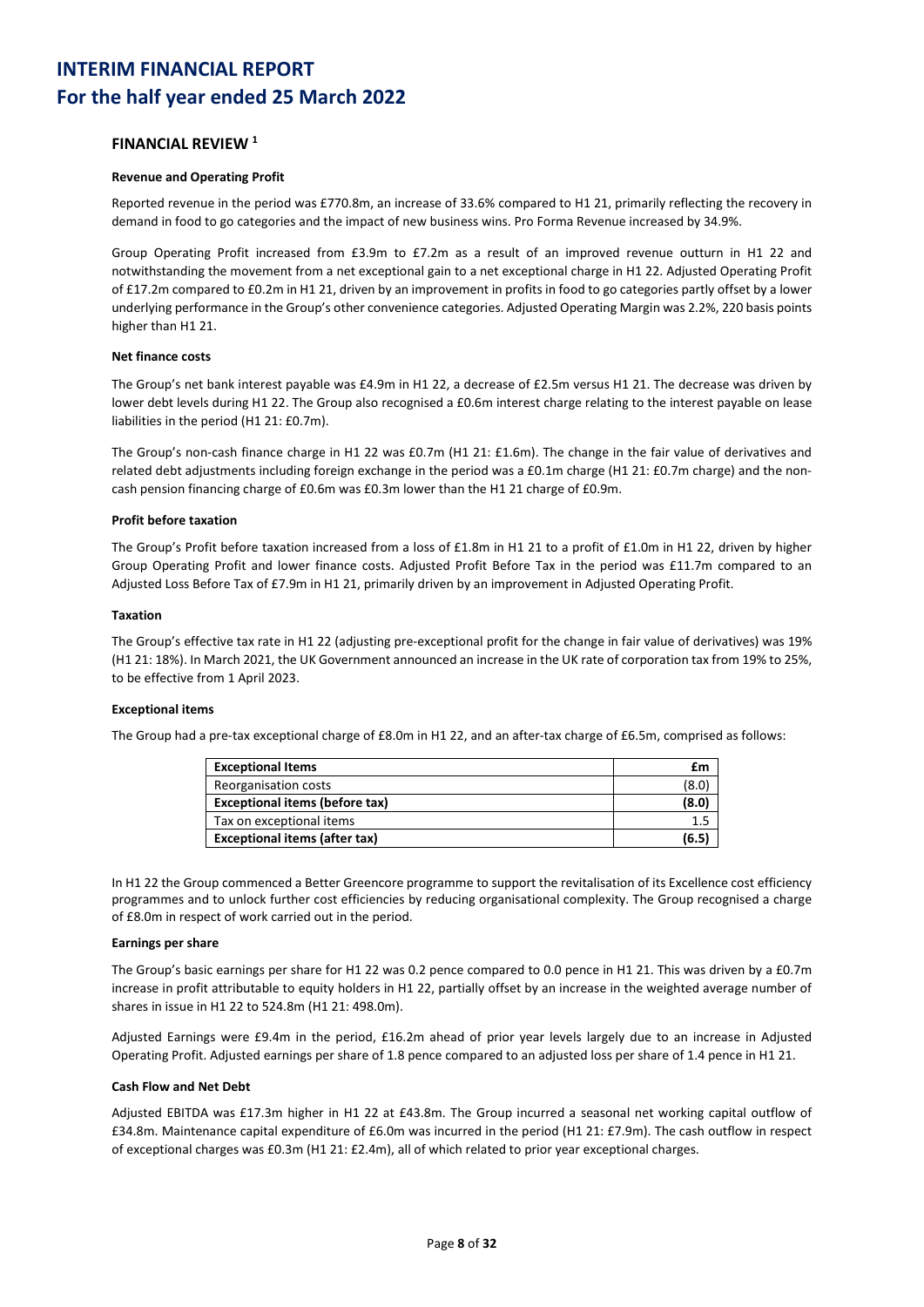# INTERIM FINANCIAL REPORT
# For the half year ended 25 March 2022

## FINANCIAL REVIEW [1]

**Revenue and Operating Profit**

Reported revenue in the period was £770.8m, an increase of 33.6% compared to H1 21, primarily reflecting the recovery in demand in food to go categories and the impact of new business wins. Pro Forma Revenue increased by 34.9%.

Group Operating Profit increased from £3.9m to £7.2m as a result of an improved revenue outturn in H1 22 and notwithstanding the movement from a net exceptional gain to a net exceptional charge in H1 22. Adjusted Operating Profit of £17.2m compared to £0.2m in H1 21, driven by an improvement in profits in food to go categories partly offset by a lower underlying performance in the Group's other convenience categories. Adjusted Operating Margin was 2.2%, 220 basis points higher than H1 21.

**Net finance costs**

The Group's net bank interest payable was £4.9m in H1 22, a decrease of £2.5m versus H1 21. The decrease was driven by lower debt levels during H1 22. The Group also recognised a £0.6m interest charge relating to the interest payable on lease liabilities in the period (H1 21: £0.7m).

The Group's non-cash finance charge in H1 22 was £0.7m (H1 21: £1.6m). The change in the fair value of derivatives and related debt adjustments including foreign exchange in the period was a £0.1m charge (H1 21: £0.7m charge) and the non-cash pension financing charge of £0.6m was £0.3m lower than the H1 21 charge of £0.9m.

**Profit before taxation**

The Group's Profit before taxation increased from a loss of £1.8m in H1 21 to a profit of £1.0m in H1 22, driven by higher Group Operating Profit and lower finance costs. Adjusted Profit Before Tax in the period was £11.7m compared to an Adjusted Loss Before Tax of £7.9m in H1 21, primarily driven by an improvement in Adjusted Operating Profit.

**Taxation**

The Group's effective tax rate in H1 22 (adjusting pre-exceptional profit for the change in fair value of derivatives) was 19% (H1 21: 18%). In March 2021, the UK Government announced an increase in the UK rate of corporation tax from 19% to 25%, to be effective from 1 April 2023.

**Exceptional items**

The Group had a pre-tax exceptional charge of £8.0m in H1 22, and an after-tax charge of £6.5m, comprised as follows:

| **Exceptional Items** | **£m** |
|---|---|
| Reorganisation costs | (8.0) |
| **Exceptional items (before tax)** | **(8.0)** |
| Tax on exceptional items | 1.5 |
| **Exceptional items (after tax)** | **(6.5)** |

In H1 22 the Group commenced a Better Greencore programme to support the revitalisation of its Excellence cost efficiency programmes and to unlock further cost efficiencies by reducing organisational complexity. The Group recognised a charge of £8.0m in respect of work carried out in the period.

**Earnings per share**

The Group's basic earnings per share for H1 22 was 0.2 pence compared to 0.0 pence in H1 21. This was driven by a £0.7m increase in profit attributable to equity holders in H1 22, partially offset by an increase in the weighted average number of shares in issue in H1 22 to 524.8m (H1 21: 498.0m).

Adjusted Earnings were £9.4m in the period, £16.2m ahead of prior year levels largely due to an increase in Adjusted Operating Profit. Adjusted earnings per share of 1.8 pence compared to an adjusted loss per share of 1.4 pence in H1 21.

**Cash Flow and Net Debt**

Adjusted EBITDA was £17.3m higher in H1 22 at £43.8m. The Group incurred a seasonal net working capital outflow of £34.8m. Maintenance capital expenditure of £6.0m was incurred in the period (H1 21: £7.9m). The cash outflow in respect of exceptional charges was £0.3m (H1 21: £2.4m), all of which related to prior year exceptional charges.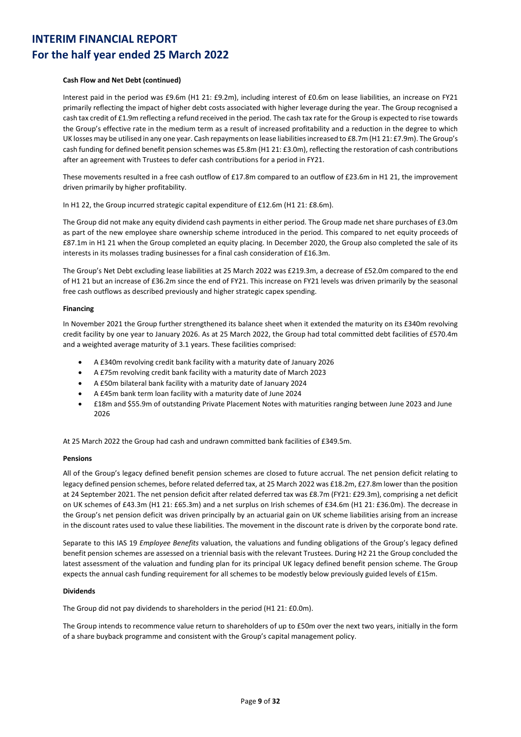**Cash Flow and Net Debt (continued)**

Interest paid in the period was £9.6m (H1 21: £9.2m), including interest of £0.6m on lease liabilities, an increase on FY21 primarily reflecting the impact of higher debt costs associated with higher leverage during the year. The Group recognised a cash tax credit of £1.9m reflecting a refund received in the period. The cash tax rate for the Group is expected to rise towards the Group's effective rate in the medium term as a result of increased profitability and a reduction in the degree to which UK losses may be utilised in any one year. Cash repayments on lease liabilities increased to £8.7m (H1 21: £7.9m). The Group's cash funding for defined benefit pension schemes was £5.8m (H1 21: £3.0m), reflecting the restoration of cash contributions after an agreement with Trustees to defer cash contributions for a period in FY21.

These movements resulted in a free cash outflow of £17.8m compared to an outflow of £23.6m in H1 21, the improvement driven primarily by higher profitability.

In H1 22, the Group incurred strategic capital expenditure of £12.6m (H1 21: £8.6m).

The Group did not make any equity dividend cash payments in either period. The Group made net share purchases of £3.0m as part of the new employee share ownership scheme introduced in the period. This compared to net equity proceeds of £87.1m in H1 21 when the Group completed an equity placing. In December 2020, the Group also completed the sale of its interests in its molasses trading businesses for a final cash consideration of £16.3m.

The Group's Net Debt excluding lease liabilities at 25 March 2022 was £219.3m, a decrease of £52.0m compared to the end of H1 21 but an increase of £36.2m since the end of FY21. This increase on FY21 levels was driven primarily by the seasonal free cash outflows as described previously and higher strategic capex spending.

**Financing**

In November 2021 the Group further strengthened its balance sheet when it extended the maturity on its £340m revolving credit facility by one year to January 2026. As at 25 March 2022, the Group had total committed debt facilities of £570.4m and a weighted average maturity of 3.1 years. These facilities comprised:

- A £340m revolving credit bank facility with a maturity date of January 2026
- A £75m revolving credit bank facility with a maturity date of March 2023
- A £50m bilateral bank facility with a maturity date of January 2024
- A £45m bank term loan facility with a maturity date of June 2024
- £18m and $55.9m of outstanding Private Placement Notes with maturities ranging between June 2023 and June 2026

At 25 March 2022 the Group had cash and undrawn committed bank facilities of £349.5m.

**Pensions**

All of the Group's legacy defined benefit pension schemes are closed to future accrual. The net pension deficit relating to legacy defined pension schemes, before related deferred tax, at 25 March 2022 was £18.2m, £27.8m lower than the position at 24 September 2021. The net pension deficit after related deferred tax was £8.7m (FY21: £29.3m), comprising a net deficit on UK schemes of £43.3m (H1 21: £65.3m) and a net surplus on Irish schemes of £34.6m (H1 21: £36.0m). The decrease in the Group's net pension deficit was driven principally by an actuarial gain on UK scheme liabilities arising from an increase in the discount rates used to value these liabilities. The movement in the discount rate is driven by the corporate bond rate.

Separate to this IAS 19 *Employee Benefits* valuation, the valuations and funding obligations of the Group's legacy defined benefit pension schemes are assessed on a triennial basis with the relevant Trustees. During H2 21 the Group concluded the latest assessment of the valuation and funding plan for its principal UK legacy defined benefit pension scheme. The Group expects the annual cash funding requirement for all schemes to be modestly below previously guided levels of £15m.

**Dividends**

The Group did not pay dividends to shareholders in the period (H1 21: £0.0m).

The Group intends to recommence value return to shareholders of up to £50m over the next two years, initially in the form of a share buyback programme and consistent with the Group's capital management policy.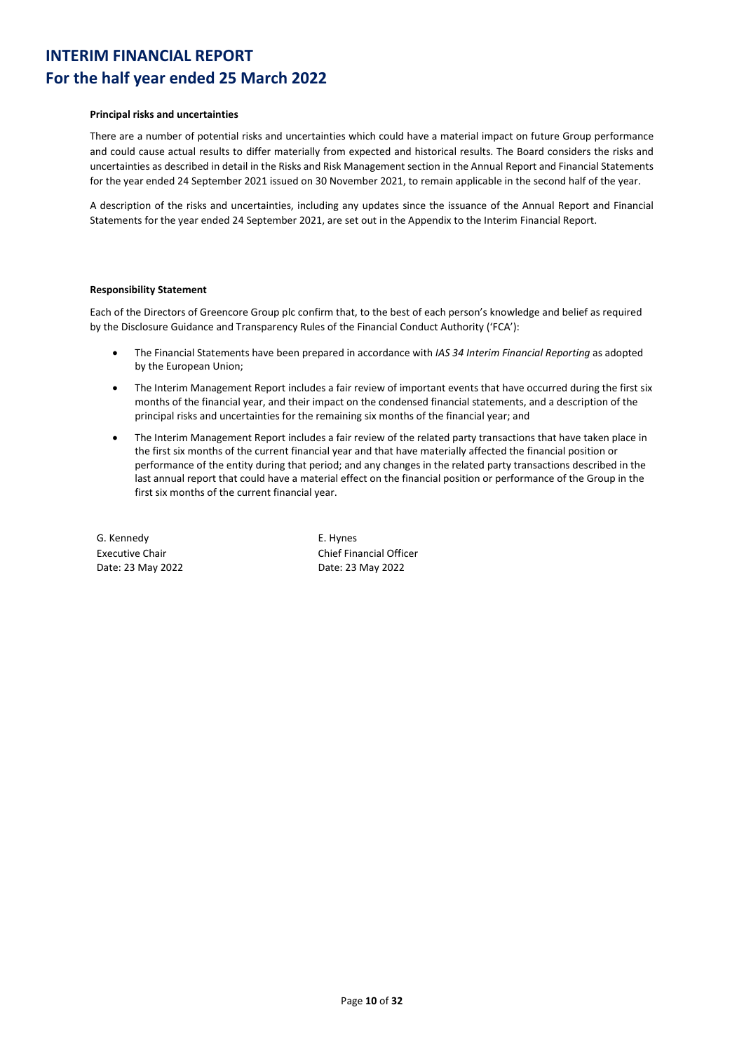**Principal risks and uncertainties**

There are a number of potential risks and uncertainties which could have a material impact on future Group performance and could cause actual results to differ materially from expected and historical results. The Board considers the risks and uncertainties as described in detail in the Risks and Risk Management section in the Annual Report and Financial Statements for the year ended 24 September 2021 issued on 30 November 2021, to remain applicable in the second half of the year.

A description of the risks and uncertainties, including any updates since the issuance of the Annual Report and Financial Statements for the year ended 24 September 2021, are set out in the Appendix to the Interim Financial Report.

**Responsibility Statement**

Each of the Directors of Greencore Group plc confirm that, to the best of each person's knowledge and belief as required by the Disclosure Guidance and Transparency Rules of the Financial Conduct Authority ('FCA'):

- The Financial Statements have been prepared in accordance with *IAS 34 Interim Financial Reporting* as adopted by the European Union;
- The Interim Management Report includes a fair review of important events that have occurred during the first six months of the financial year, and their impact on the condensed financial statements, and a description of the principal risks and uncertainties for the remaining six months of the financial year; and
- The Interim Management Report includes a fair review of the related party transactions that have taken place in the first six months of the current financial year and that have materially affected the financial position or performance of the entity during that period; and any changes in the related party transactions described in the last annual report that could have a material effect on the financial position or performance of the Group in the first six months of the current financial year.

G. Kennedy
Executive Chair
Date: 23 May 2022

E. Hynes
Chief Financial Officer
Date: 23 May 2022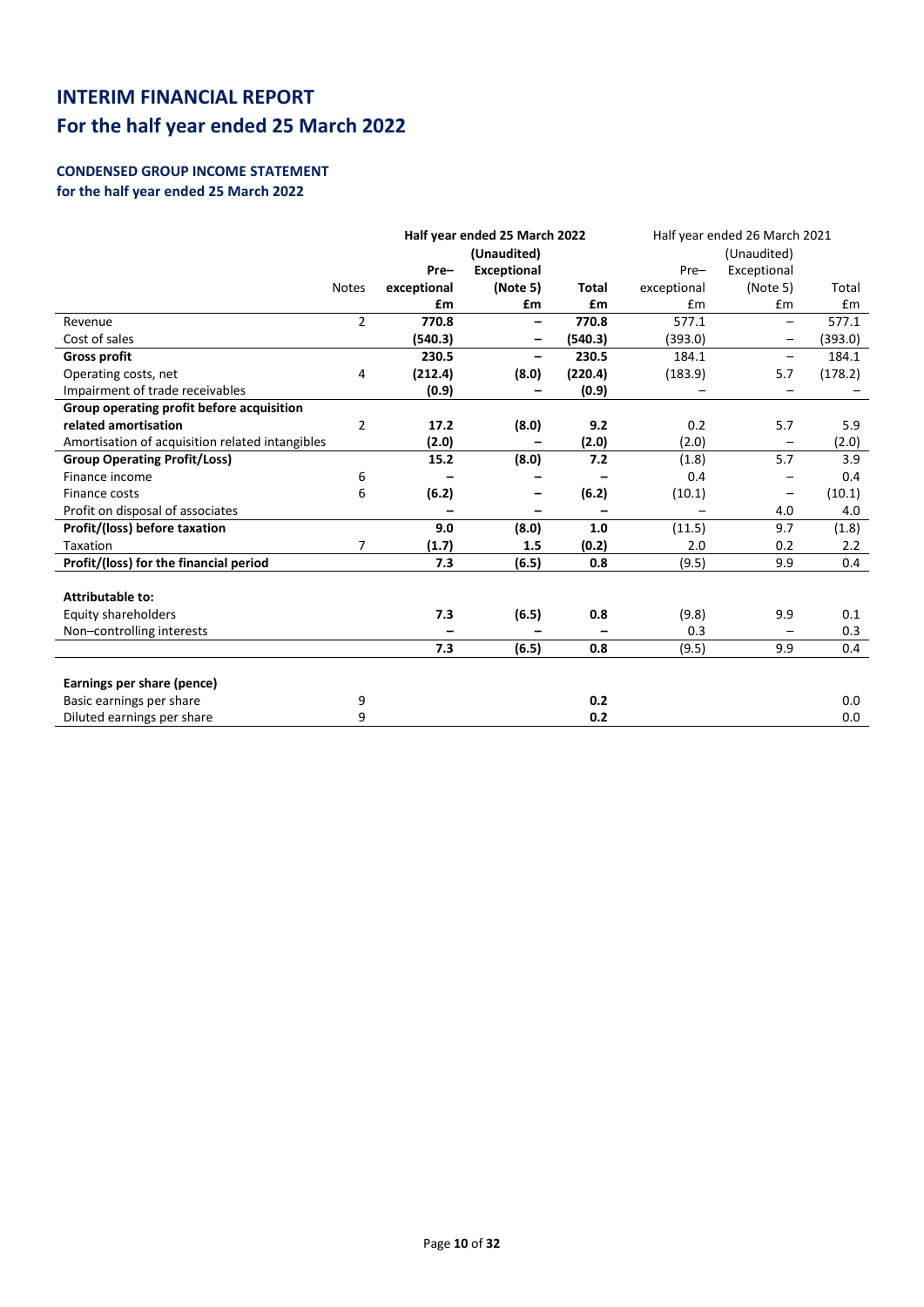# INTERIM FINANCIAL REPORT

# For the half year ended 25 March 2022

### CONDENSED GROUP INCOME STATEMENT

**for the half year ended 25 March 2022**

| | | **Half year ended 25 March 2022** | | | Half year ended 26 March 2021 | | |
|---|---|---|---|---|---|---|---|
| | | | **(Unaudited)** | | | (Unaudited) | |
| | Notes | **Pre–exceptional** | **Exceptional (Note 5)** | **Total** | Pre–exceptional | Exceptional (Note 5) | Total |
| | | **£m** | **£m** | **£m** | £m | £m | £m |
| Revenue | 2 | **770.8** | **–** | **770.8** | 577.1 | – | 577.1 |
| Cost of sales | | **(540.3)** | **–** | **(540.3)** | (393.0) | – | (393.0) |
| **Gross profit** | | **230.5** | **–** | **230.5** | 184.1 | – | 184.1 |
| Operating costs, net | 4 | **(212.4)** | **(8.0)** | **(220.4)** | (183.9) | 5.7 | (178.2) |
| Impairment of trade receivables | | **(0.9)** | **–** | **(0.9)** | – | – | – |
| **Group operating profit before acquisition related amortisation** | 2 | **17.2** | **(8.0)** | **9.2** | 0.2 | 5.7 | 5.9 |
| Amortisation of acquisition related intangibles | | **(2.0)** | **–** | **(2.0)** | (2.0) | – | (2.0) |
| **Group Operating Profit/Loss)** | | **15.2** | **(8.0)** | **7.2** | (1.8) | 5.7 | 3.9 |
| Finance income | 6 | **–** | **–** | **–** | 0.4 | – | 0.4 |
| Finance costs | 6 | **(6.2)** | **–** | **(6.2)** | (10.1) | – | (10.1) |
| Profit on disposal of associates | | **–** | **–** | **–** | – | 4.0 | 4.0 |
| **Profit/(loss) before taxation** | | **9.0** | **(8.0)** | **1.0** | (11.5) | 9.7 | (1.8) |
| Taxation | 7 | **(1.7)** | **1.5** | **(0.2)** | 2.0 | 0.2 | 2.2 |
| **Profit/(loss) for the financial period** | | **7.3** | **(6.5)** | **0.8** | (9.5) | 9.9 | 0.4 |
| | | | | | | | |
| **Attributable to:** | | | | | | | |
| Equity shareholders | | **7.3** | **(6.5)** | **0.8** | (9.8) | 9.9 | 0.1 |
| Non–controlling interests | | **–** | **–** | **–** | 0.3 | – | 0.3 |
| | | **7.3** | **(6.5)** | **0.8** | (9.5) | 9.9 | 0.4 |
| | | | | | | | |
| **Earnings per share (pence)** | | | | | | | |
| Basic earnings per share | 9 | | | **0.2** | | | 0.0 |
| Diluted earnings per share | 9 | | | **0.2** | | | 0.0 |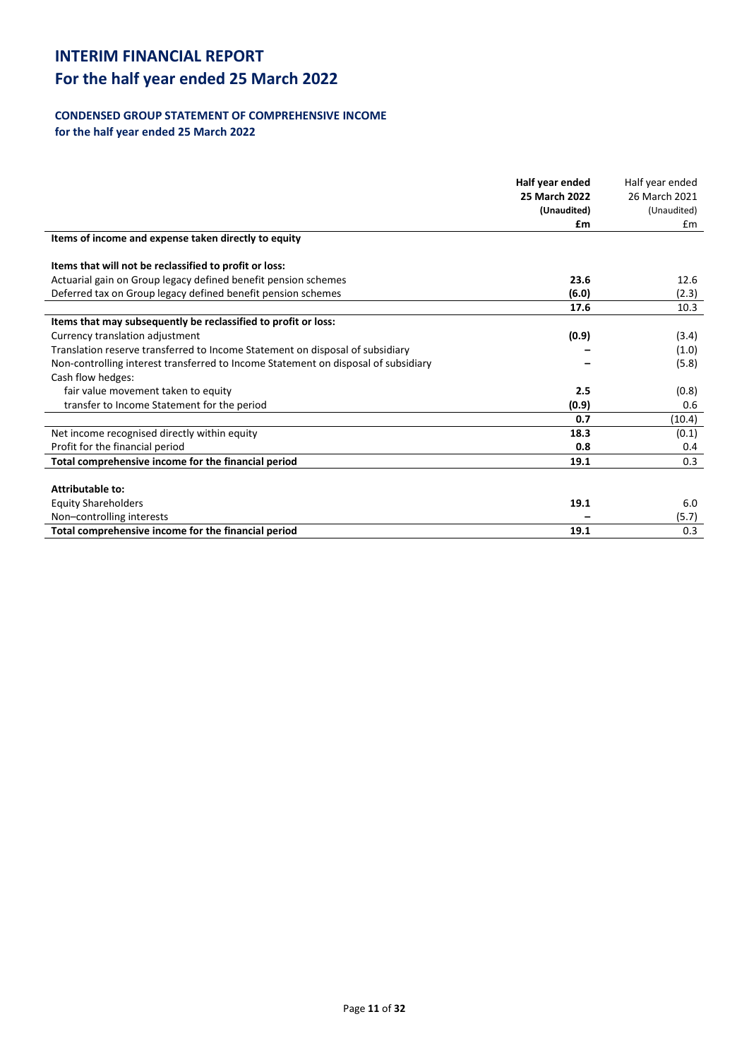# INTERIM FINANCIAL REPORT
# For the half year ended 25 March 2022

### CONDENSED GROUP STATEMENT OF COMPREHENSIVE INCOME
**for the half year ended 25 March 2022**

| | **Half year ended 25 March 2022 (Unaudited) £m** | Half year ended 26 March 2021 (Unaudited) £m |
|---|---|---|
| **Items of income and expense taken directly to equity** | | |
| | | |
| **Items that will not be reclassified to profit or loss:** | | |
| Actuarial gain on Group legacy defined benefit pension schemes | **23.6** | 12.6 |
| Deferred tax on Group legacy defined benefit pension schemes | **(6.0)** | (2.3) |
| | **17.6** | 10.3 |
| **Items that may subsequently be reclassified to profit or loss:** | | |
| Currency translation adjustment | **(0.9)** | (3.4) |
| Translation reserve transferred to Income Statement on disposal of subsidiary | **–** | (1.0) |
| Non-controlling interest transferred to Income Statement on disposal of subsidiary | **–** | (5.8) |
| Cash flow hedges: | | |
| fair value movement taken to equity | **2.5** | (0.8) |
| transfer to Income Statement for the period | **(0.9)** | 0.6 |
| | **0.7** | (10.4) |
| Net income recognised directly within equity | **18.3** | (0.1) |
| Profit for the financial period | **0.8** | 0.4 |
| **Total comprehensive income for the financial period** | **19.1** | 0.3 |
| | | |
| **Attributable to:** | | |
| Equity Shareholders | **19.1** | 6.0 |
| Non–controlling interests | **–** | (5.7) |
| **Total comprehensive income for the financial period** | **19.1** | 0.3 |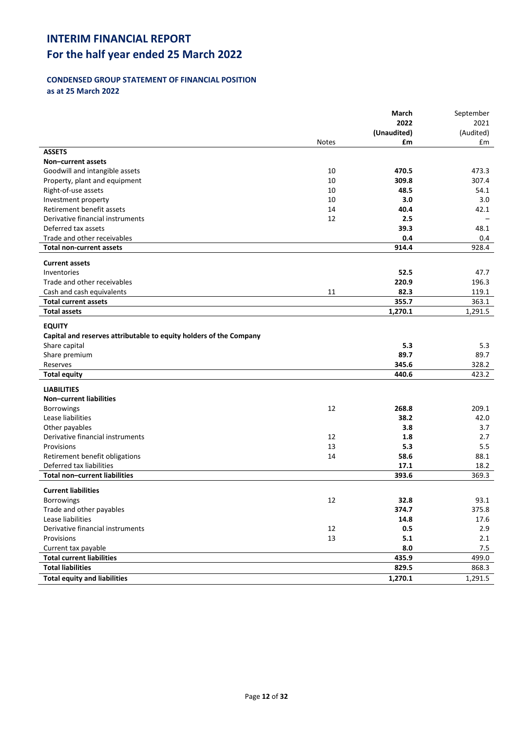# INTERIM FINANCIAL REPORT
# For the half year ended 25 March 2022

### CONDENSED GROUP STATEMENT OF FINANCIAL POSITION
**as at 25 March 2022**

| | Notes | **March 2022 (Unaudited) £m** | September 2021 (Audited) £m |
|---|---|---|---|
| **ASSETS** | | | |
| **Non–current assets** | | | |
| Goodwill and intangible assets | 10 | **470.5** | 473.3 |
| Property, plant and equipment | 10 | **309.8** | 307.4 |
| Right-of-use assets | 10 | **48.5** | 54.1 |
| Investment property | 10 | **3.0** | 3.0 |
| Retirement benefit assets | 14 | **40.4** | 42.1 |
| Derivative financial instruments | 12 | **2.5** | – |
| Deferred tax assets | | **39.3** | 48.1 |
| Trade and other receivables | | **0.4** | 0.4 |
| **Total non-current assets** | | **914.4** | 928.4 |
| **Current assets** | | | |
| Inventories | | **52.5** | 47.7 |
| Trade and other receivables | | **220.9** | 196.3 |
| Cash and cash equivalents | 11 | **82.3** | 119.1 |
| **Total current assets** | | **355.7** | 363.1 |
| **Total assets** | | **1,270.1** | 1,291.5 |
| **EQUITY** | | | |
| **Capital and reserves attributable to equity holders of the Company** | | | |
| Share capital | | **5.3** | 5.3 |
| Share premium | | **89.7** | 89.7 |
| Reserves | | **345.6** | 328.2 |
| **Total equity** | | **440.6** | 423.2 |
| **LIABILITIES** | | | |
| **Non–current liabilities** | | | |
| Borrowings | 12 | **268.8** | 209.1 |
| Lease liabilities | | **38.2** | 42.0 |
| Other payables | | **3.8** | 3.7 |
| Derivative financial instruments | 12 | **1.8** | 2.7 |
| Provisions | 13 | **5.3** | 5.5 |
| Retirement benefit obligations | 14 | **58.6** | 88.1 |
| Deferred tax liabilities | | **17.1** | 18.2 |
| **Total non–current liabilities** | | **393.6** | 369.3 |
| **Current liabilities** | | | |
| Borrowings | 12 | **32.8** | 93.1 |
| Trade and other payables | | **374.7** | 375.8 |
| Lease liabilities | | **14.8** | 17.6 |
| Derivative financial instruments | 12 | **0.5** | 2.9 |
| Provisions | 13 | **5.1** | 2.1 |
| Current tax payable | | **8.0** | 7.5 |
| **Total current liabilities** | | **435.9** | 499.0 |
| **Total liabilities** | | **829.5** | 868.3 |
| **Total equity and liabilities** | | **1,270.1** | 1,291.5 |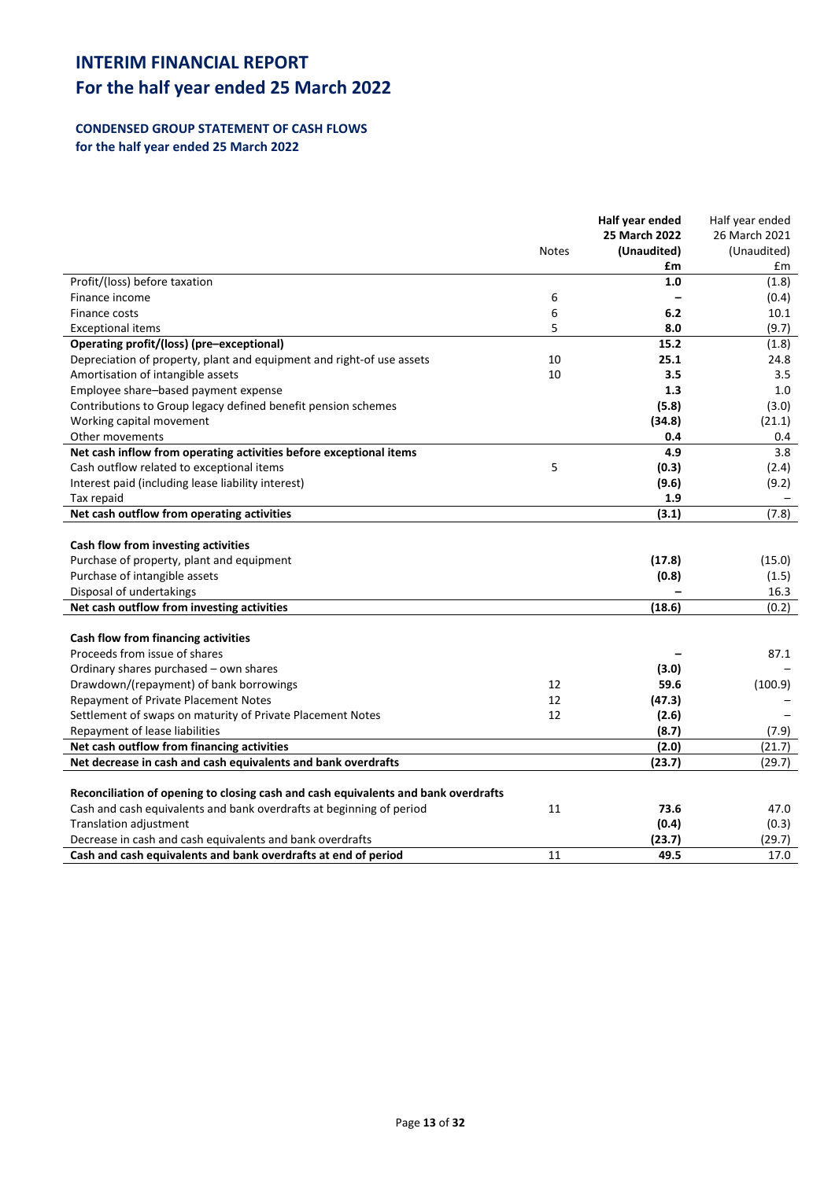# INTERIM FINANCIAL REPORT
# For the half year ended 25 March 2022

### CONDENSED GROUP STATEMENT OF CASH FLOWS
### for the half year ended 25 March 2022

| | Notes | **Half year ended 25 March 2022 (Unaudited) £m** | Half year ended 26 March 2021 (Unaudited) £m |
|---|---|---|---|
| Profit/(loss) before taxation | | **1.0** | (1.8) |
| Finance income | 6 | **–** | (0.4) |
| Finance costs | 6 | **6.2** | 10.1 |
| Exceptional items | 5 | **8.0** | (9.7) |
| **Operating profit/(loss) (pre–exceptional)** | | **15.2** | (1.8) |
| Depreciation of property, plant and equipment and right-of use assets | 10 | **25.1** | 24.8 |
| Amortisation of intangible assets | 10 | **3.5** | 3.5 |
| Employee share–based payment expense | | **1.3** | 1.0 |
| Contributions to Group legacy defined benefit pension schemes | | **(5.8)** | (3.0) |
| Working capital movement | | **(34.8)** | (21.1) |
| Other movements | | **0.4** | 0.4 |
| **Net cash inflow from operating activities before exceptional items** | | **4.9** | 3.8 |
| Cash outflow related to exceptional items | 5 | **(0.3)** | (2.4) |
| Interest paid (including lease liability interest) | | **(9.6)** | (9.2) |
| Tax repaid | | **1.9** | – |
| **Net cash outflow from operating activities** | | **(3.1)** | (7.8) |
| | | | |
| **Cash flow from investing activities** | | | |
| Purchase of property, plant and equipment | | **(17.8)** | (15.0) |
| Purchase of intangible assets | | **(0.8)** | (1.5) |
| Disposal of undertakings | | **–** | 16.3 |
| **Net cash outflow from investing activities** | | **(18.6)** | (0.2) |
| | | | |
| **Cash flow from financing activities** | | | |
| Proceeds from issue of shares | | **–** | 87.1 |
| Ordinary shares purchased – own shares | | **(3.0)** | – |
| Drawdown/(repayment) of bank borrowings | 12 | **59.6** | (100.9) |
| Repayment of Private Placement Notes | 12 | **(47.3)** | – |
| Settlement of swaps on maturity of Private Placement Notes | 12 | **(2.6)** | – |
| Repayment of lease liabilities | | **(8.7)** | (7.9) |
| **Net cash outflow from financing activities** | | **(2.0)** | (21.7) |
| **Net decrease in cash and cash equivalents and bank overdrafts** | | **(23.7)** | (29.7) |
| | | | |
| **Reconciliation of opening to closing cash and cash equivalents and bank overdrafts** | | | |
| Cash and cash equivalents and bank overdrafts at beginning of period | 11 | **73.6** | 47.0 |
| Translation adjustment | | **(0.4)** | (0.3) |
| Decrease in cash and cash equivalents and bank overdrafts | | **(23.7)** | (29.7) |
| **Cash and cash equivalents and bank overdrafts at end of period** | 11 | **49.5** | 17.0 |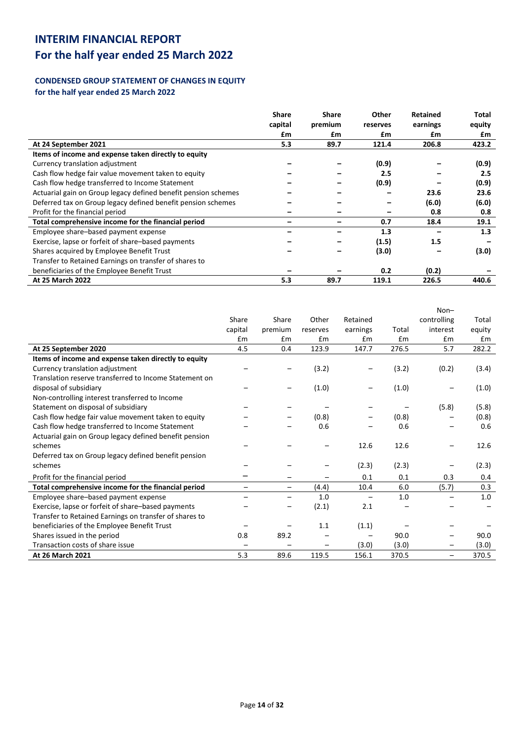# INTERIM FINANCIAL REPORT
# For the half year ended 25 March 2022

### CONDENSED GROUP STATEMENT OF CHANGES IN EQUITY
**for the half year ended 25 March 2022**

| | Share capital £m | Share premium £m | Other reserves £m | Retained earnings £m | Total equity £m |
|---|---|---|---|---|---|
| **At 24 September 2021** | **5.3** | **89.7** | **121.4** | **206.8** | **423.2** |
| **Items of income and expense taken directly to equity** | | | | | |
| Currency translation adjustment | – | – | (0.9) | – | (0.9) |
| Cash flow hedge fair value movement taken to equity | – | – | 2.5 | – | 2.5 |
| Cash flow hedge transferred to Income Statement | – | – | (0.9) | – | (0.9) |
| Actuarial gain on Group legacy defined benefit pension schemes | – | – | – | 23.6 | 23.6 |
| Deferred tax on Group legacy defined benefit pension schemes | – | – | – | (6.0) | (6.0) |
| Profit for the financial period | – | – | – | 0.8 | 0.8 |
| **Total comprehensive income for the financial period** | – | – | **0.7** | **18.4** | **19.1** |
| Employee share–based payment expense | – | – | 1.3 | – | 1.3 |
| Exercise, lapse or forfeit of share–based payments | – | – | (1.5) | 1.5 | – |
| Shares acquired by Employee Benefit Trust | – | – | (3.0) | – | (3.0) |
| Transfer to Retained Earnings on transfer of shares to beneficiaries of the Employee Benefit Trust | – | – | 0.2 | (0.2) | – |
| **At 25 March 2022** | **5.3** | **89.7** | **119.1** | **226.5** | **440.6** |

| | Share capital £m | Share premium £m | Other reserves £m | Retained earnings £m | Total £m | Non–controlling interest £m | Total equity £m |
|---|---|---|---|---|---|---|---|
| **At 25 September 2020** | 4.5 | 0.4 | 123.9 | 147.7 | 276.5 | 5.7 | 282.2 |
| **Items of income and expense taken directly to equity** | | | | | | | |
| Currency translation adjustment | – | – | (3.2) | – | (3.2) | (0.2) | (3.4) |
| Translation reserve transferred to Income Statement on disposal of subsidiary | – | – | (1.0) | – | (1.0) | – | (1.0) |
| Non-controlling interest transferred to Income Statement on disposal of subsidiary | – | – | – | – | – | (5.8) | (5.8) |
| Cash flow hedge fair value movement taken to equity | – | – | (0.8) | – | (0.8) | – | (0.8) |
| Cash flow hedge transferred to Income Statement | – | – | 0.6 | – | 0.6 | – | 0.6 |
| Actuarial gain on Group legacy defined benefit pension schemes | – | – | – | 12.6 | 12.6 | – | 12.6 |
| Deferred tax on Group legacy defined benefit pension schemes | – | – | – | (2.3) | (2.3) | – | (2.3) |
| Profit for the financial period | – | – | – | 0.1 | 0.1 | 0.3 | 0.4 |
| **Total comprehensive income for the financial period** | – | – | (4.4) | 10.4 | 6.0 | (5.7) | 0.3 |
| Employee share–based payment expense | – | – | 1.0 | – | 1.0 | – | 1.0 |
| Exercise, lapse or forfeit of share–based payments | – | – | (2.1) | 2.1 | – | – | – |
| Transfer to Retained Earnings on transfer of shares to beneficiaries of the Employee Benefit Trust | – | – | 1.1 | (1.1) | – | – | – |
| Shares issued in the period | 0.8 | 89.2 | – | – | 90.0 | – | 90.0 |
| Transaction costs of share issue | – | – | – | (3.0) | (3.0) | – | (3.0) |
| **At 26 March 2021** | 5.3 | 89.6 | 119.5 | 156.1 | 370.5 | – | 370.5 |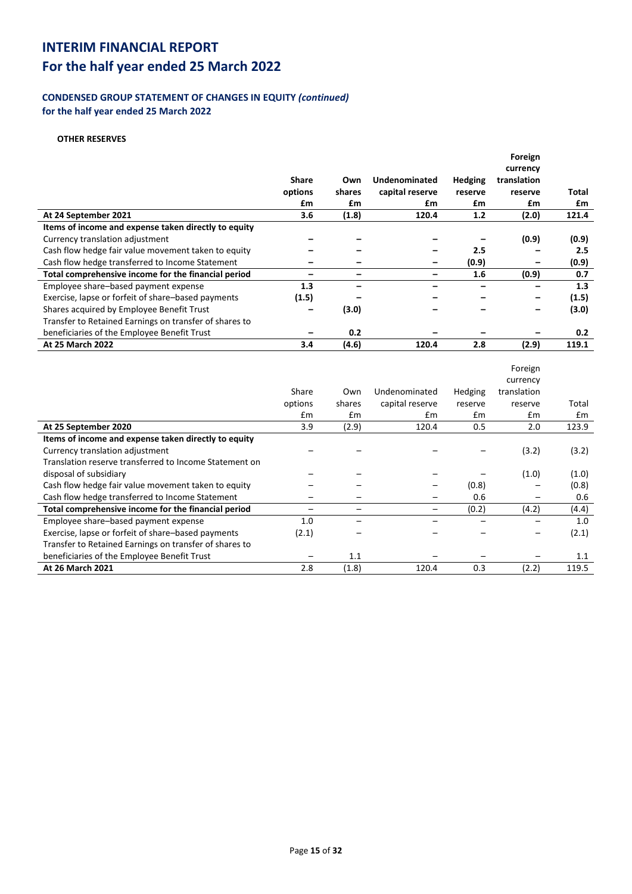# INTERIM FINANCIAL REPORT
# For the half year ended 25 March 2022

### CONDENSED GROUP STATEMENT OF CHANGES IN EQUITY *(continued)*
**for the half year ended 25 March 2022**

**OTHER RESERVES**

| | Share options £m | Own shares £m | Undenominated capital reserve £m | Hedging reserve £m | Foreign currency translation reserve £m | Total £m |
|---|---|---|---|---|---|---|
| **At 24 September 2021** | **3.6** | **(1.8)** | **120.4** | **1.2** | **(2.0)** | **121.4** |
| **Items of income and expense taken directly to equity** | | | | | | |
| Currency translation adjustment | – | – | – | – | (0.9) | (0.9) |
| Cash flow hedge fair value movement taken to equity | – | – | – | 2.5 | – | 2.5 |
| Cash flow hedge transferred to Income Statement | – | – | – | (0.9) | – | (0.9) |
| **Total comprehensive income for the financial period** | – | – | – | 1.6 | (0.9) | 0.7 |
| Employee share–based payment expense | 1.3 | – | – | – | – | 1.3 |
| Exercise, lapse or forfeit of share–based payments | (1.5) | – | – | – | – | (1.5) |
| Shares acquired by Employee Benefit Trust | – | (3.0) | – | – | – | (3.0) |
| Transfer to Retained Earnings on transfer of shares to beneficiaries of the Employee Benefit Trust | – | 0.2 | – | – | – | 0.2 |
| **At 25 March 2022** | **3.4** | **(4.6)** | **120.4** | **2.8** | **(2.9)** | **119.1** |

| | Share options £m | Own shares £m | Undenominated capital reserve £m | Hedging reserve £m | Foreign currency translation reserve £m | Total £m |
|---|---|---|---|---|---|---|
| **At 25 September 2020** | 3.9 | (2.9) | 120.4 | 0.5 | 2.0 | 123.9 |
| **Items of income and expense taken directly to equity** | | | | | | |
| Currency translation adjustment | – | – | – | – | (3.2) | (3.2) |
| Translation reserve transferred to Income Statement on disposal of subsidiary | – | – | – | – | (1.0) | (1.0) |
| Cash flow hedge fair value movement taken to equity | – | – | – | (0.8) | – | (0.8) |
| Cash flow hedge transferred to Income Statement | – | – | – | 0.6 | – | 0.6 |
| **Total comprehensive income for the financial period** | – | – | – | (0.2) | (4.2) | (4.4) |
| Employee share–based payment expense | 1.0 | – | – | – | – | 1.0 |
| Exercise, lapse or forfeit of share–based payments | (2.1) | – | – | – | – | (2.1) |
| Transfer to Retained Earnings on transfer of shares to beneficiaries of the Employee Benefit Trust | – | 1.1 | – | – | – | 1.1 |
| **At 26 March 2021** | 2.8 | (1.8) | 120.4 | 0.3 | (2.2) | 119.5 |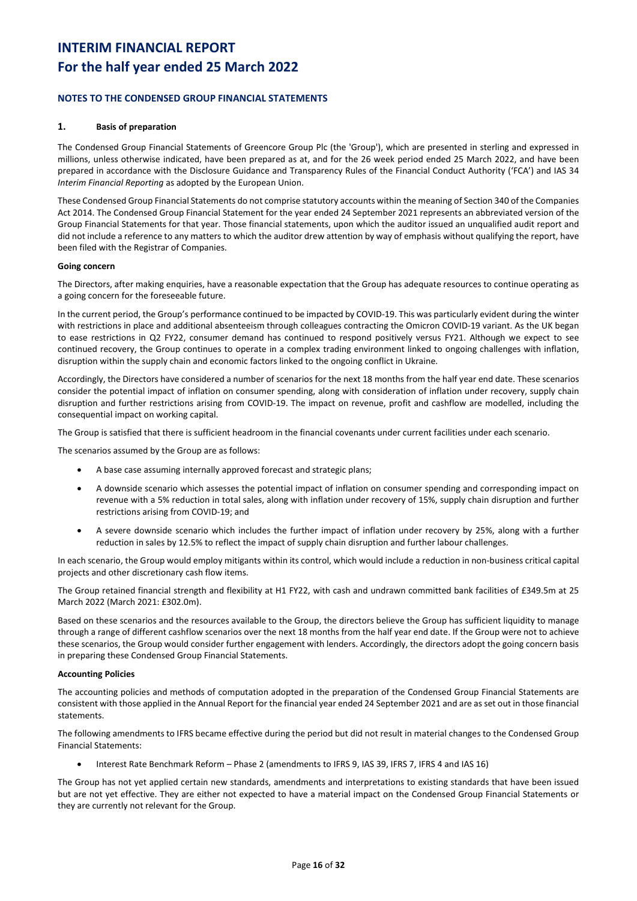# INTERIM FINANCIAL REPORT
# For the half year ended 25 March 2022

## NOTES TO THE CONDENSED GROUP FINANCIAL STATEMENTS

### 1. Basis of preparation

The Condensed Group Financial Statements of Greencore Group Plc (the 'Group'), which are presented in sterling and expressed in millions, unless otherwise indicated, have been prepared as at, and for the 26 week period ended 25 March 2022, and have been prepared in accordance with the Disclosure Guidance and Transparency Rules of the Financial Conduct Authority ('FCA') and IAS 34 *Interim Financial Reporting* as adopted by the European Union.

These Condensed Group Financial Statements do not comprise statutory accounts within the meaning of Section 340 of the Companies Act 2014. The Condensed Group Financial Statement for the year ended 24 September 2021 represents an abbreviated version of the Group Financial Statements for that year. Those financial statements, upon which the auditor issued an unqualified audit report and did not include a reference to any matters to which the auditor drew attention by way of emphasis without qualifying the report, have been filed with the Registrar of Companies.

**Going concern**

The Directors, after making enquiries, have a reasonable expectation that the Group has adequate resources to continue operating as a going concern for the foreseeable future.

In the current period, the Group's performance continued to be impacted by COVID-19. This was particularly evident during the winter with restrictions in place and additional absenteeism through colleagues contracting the Omicron COVID-19 variant. As the UK began to ease restrictions in Q2 FY22, consumer demand has continued to respond positively versus FY21. Although we expect to see continued recovery, the Group continues to operate in a complex trading environment linked to ongoing challenges with inflation, disruption within the supply chain and economic factors linked to the ongoing conflict in Ukraine.

Accordingly, the Directors have considered a number of scenarios for the next 18 months from the half year end date. These scenarios consider the potential impact of inflation on consumer spending, along with consideration of inflation under recovery, supply chain disruption and further restrictions arising from COVID-19. The impact on revenue, profit and cashflow are modelled, including the consequential impact on working capital.

The Group is satisfied that there is sufficient headroom in the financial covenants under current facilities under each scenario.

The scenarios assumed by the Group are as follows:

- A base case assuming internally approved forecast and strategic plans;
- A downside scenario which assesses the potential impact of inflation on consumer spending and corresponding impact on revenue with a 5% reduction in total sales, along with inflation under recovery of 15%, supply chain disruption and further restrictions arising from COVID-19; and
- A severe downside scenario which includes the further impact of inflation under recovery by 25%, along with a further reduction in sales by 12.5% to reflect the impact of supply chain disruption and further labour challenges.

In each scenario, the Group would employ mitigants within its control, which would include a reduction in non-business critical capital projects and other discretionary cash flow items.

The Group retained financial strength and flexibility at H1 FY22, with cash and undrawn committed bank facilities of £349.5m at 25 March 2022 (March 2021: £302.0m).

Based on these scenarios and the resources available to the Group, the directors believe the Group has sufficient liquidity to manage through a range of different cashflow scenarios over the next 18 months from the half year end date. If the Group were not to achieve these scenarios, the Group would consider further engagement with lenders. Accordingly, the directors adopt the going concern basis in preparing these Condensed Group Financial Statements.

**Accounting Policies**

The accounting policies and methods of computation adopted in the preparation of the Condensed Group Financial Statements are consistent with those applied in the Annual Report for the financial year ended 24 September 2021 and are as set out in those financial statements.

The following amendments to IFRS became effective during the period but did not result in material changes to the Condensed Group Financial Statements:

- Interest Rate Benchmark Reform – Phase 2 (amendments to IFRS 9, IAS 39, IFRS 7, IFRS 4 and IAS 16)

The Group has not yet applied certain new standards, amendments and interpretations to existing standards that have been issued but are not yet effective. They are either not expected to have a material impact on the Condensed Group Financial Statements or they are currently not relevant for the Group.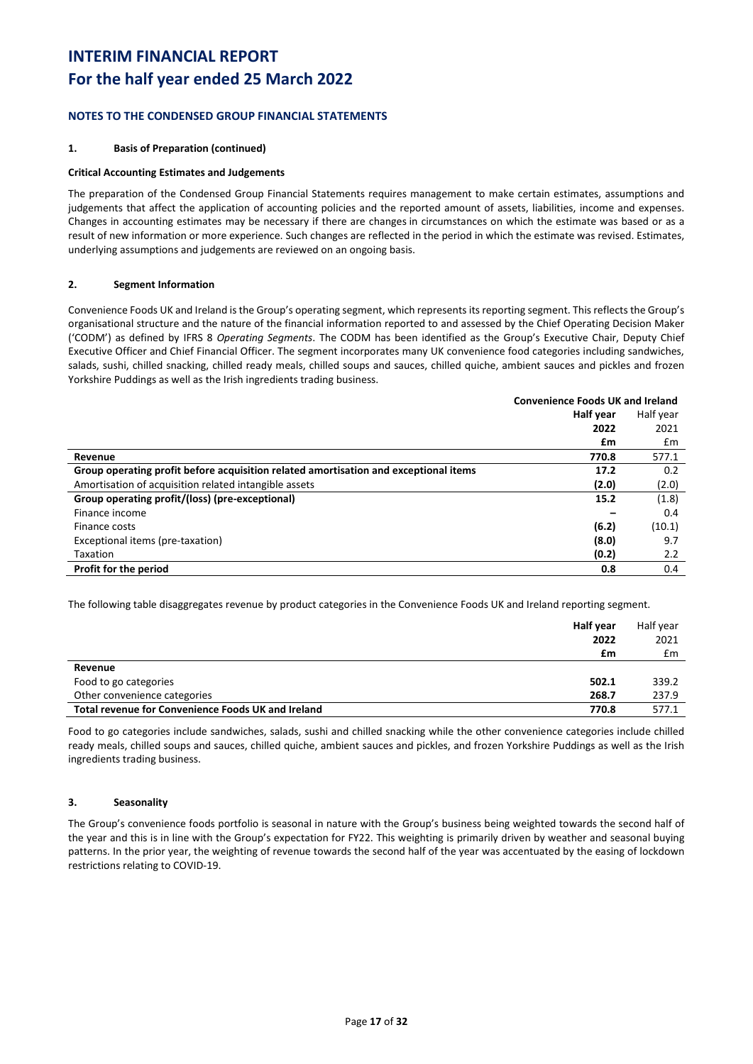# INTERIM FINANCIAL REPORT
# For the half year ended 25 March 2022

### NOTES TO THE CONDENSED GROUP FINANCIAL STATEMENTS

#### 1. Basis of Preparation (continued)

**Critical Accounting Estimates and Judgements**

The preparation of the Condensed Group Financial Statements requires management to make certain estimates, assumptions and judgements that affect the application of accounting policies and the reported amount of assets, liabilities, income and expenses. Changes in accounting estimates may be necessary if there are changes in circumstances on which the estimate was based or as a result of new information or more experience. Such changes are reflected in the period in which the estimate was revised. Estimates, underlying assumptions and judgements are reviewed on an ongoing basis.

#### 2. Segment Information

Convenience Foods UK and Ireland is the Group's operating segment, which represents its reporting segment. This reflects the Group's organisational structure and the nature of the financial information reported to and assessed by the Chief Operating Decision Maker ('CODM') as defined by IFRS 8 *Operating Segments*. The CODM has been identified as the Group's Executive Chair, Deputy Chief Executive Officer and Chief Financial Officer. The segment incorporates many UK convenience food categories including sandwiches, salads, sushi, chilled snacking, chilled ready meals, chilled soups and sauces, chilled quiche, ambient sauces and pickles and frozen Yorkshire Puddings as well as the Irish ingredients trading business.

| | Convenience Foods UK and Ireland | |
|---|---|---|
| | **Half year 2022 £m** | Half year 2021 £m |
| **Revenue** | **770.8** | 577.1 |
| **Group operating profit before acquisition related amortisation and exceptional items** | **17.2** | 0.2 |
| Amortisation of acquisition related intangible assets | **(2.0)** | (2.0) |
| **Group operating profit/(loss) (pre-exceptional)** | **15.2** | (1.8) |
| Finance income | **–** | 0.4 |
| Finance costs | **(6.2)** | (10.1) |
| Exceptional items (pre-taxation) | **(8.0)** | 9.7 |
| Taxation | **(0.2)** | 2.2 |
| **Profit for the period** | **0.8** | 0.4 |

The following table disaggregates revenue by product categories in the Convenience Foods UK and Ireland reporting segment.

| | **Half year 2022 £m** | Half year 2021 £m |
|---|---|---|
| **Revenue** | | |
| Food to go categories | **502.1** | 339.2 |
| Other convenience categories | **268.7** | 237.9 |
| **Total revenue for Convenience Foods UK and Ireland** | **770.8** | 577.1 |

Food to go categories include sandwiches, salads, sushi and chilled snacking while the other convenience categories include chilled ready meals, chilled soups and sauces, chilled quiche, ambient sauces and pickles, and frozen Yorkshire Puddings as well as the Irish ingredients trading business.

#### 3. Seasonality

The Group's convenience foods portfolio is seasonal in nature with the Group's business being weighted towards the second half of the year and this is in line with the Group's expectation for FY22. This weighting is primarily driven by weather and seasonal buying patterns. In the prior year, the weighting of revenue towards the second half of the year was accentuated by the easing of lockdown restrictions relating to COVID-19.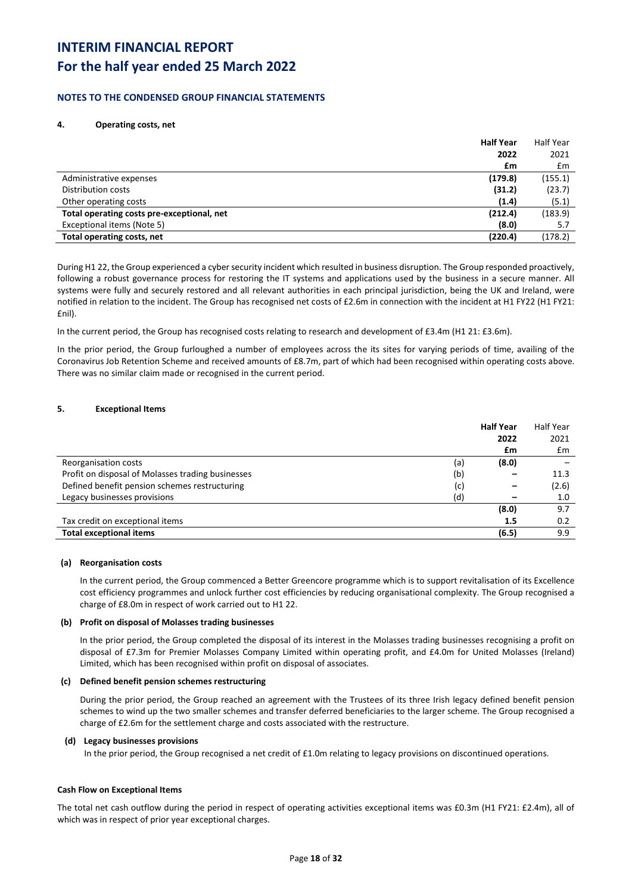# INTERIM FINANCIAL REPORT
# For the half year ended 25 March 2022

## NOTES TO THE CONDENSED GROUP FINANCIAL STATEMENTS

### 4. Operating costs, net

| | Half Year 2022 £m | Half Year 2021 £m |
|---|---|---|
| Administrative expenses | **(179.8)** | (155.1) |
| Distribution costs | **(31.2)** | (23.7) |
| Other operating costs | **(1.4)** | (5.1) |
| **Total operating costs pre-exceptional, net** | **(212.4)** | (183.9) |
| Exceptional items (Note 5) | **(8.0)** | 5.7 |
| **Total operating costs, net** | **(220.4)** | (178.2) |

During H1 22, the Group experienced a cyber security incident which resulted in business disruption. The Group responded proactively, following a robust governance process for restoring the IT systems and applications used by the business in a secure manner. All systems were fully and securely restored and all relevant authorities in each principal jurisdiction, being the UK and Ireland, were notified in relation to the incident. The Group has recognised net costs of £2.6m in connection with the incident at H1 FY22 (H1 FY21: £nil).

In the current period, the Group has recognised costs relating to research and development of £3.4m (H1 21: £3.6m).

In the prior period, the Group furloughed a number of employees across the its sites for varying periods of time, availing of the Coronavirus Job Retention Scheme and received amounts of £8.7m, part of which had been recognised within operating costs above. There was no similar claim made or recognised in the current period.

### 5. Exceptional Items

| | | Half Year 2022 £m | Half Year 2021 £m |
|---|---|---|---|
| Reorganisation costs | (a) | **(8.0)** | – |
| Profit on disposal of Molasses trading businesses | (b) | **–** | 11.3 |
| Defined benefit pension schemes restructuring | (c) | **–** | (2.6) |
| Legacy businesses provisions | (d) | **–** | 1.0 |
| | | **(8.0)** | 9.7 |
| Tax credit on exceptional items | | **1.5** | 0.2 |
| **Total exceptional items** | | **(6.5)** | 9.9 |

**(a) Reorganisation costs**

In the current period, the Group commenced a Better Greencore programme which is to support revitalisation of its Excellence cost efficiency programmes and unlock further cost efficiencies by reducing organisational complexity. The Group recognised a charge of £8.0m in respect of work carried out to H1 22.

**(b) Profit on disposal of Molasses trading businesses**

In the prior period, the Group completed the disposal of its interest in the Molasses trading businesses recognising a profit on disposal of £7.3m for Premier Molasses Company Limited within operating profit, and £4.0m for United Molasses (Ireland) Limited, which has been recognised within profit on disposal of associates.

**(c) Defined benefit pension schemes restructuring**

During the prior period, the Group reached an agreement with the Trustees of its three Irish legacy defined benefit pension schemes to wind up the two smaller schemes and transfer deferred beneficiaries to the larger scheme. The Group recognised a charge of £2.6m for the settlement charge and costs associated with the restructure.

**(d) Legacy businesses provisions**

In the prior period, the Group recognised a net credit of £1.0m relating to legacy provisions on discontinued operations.

**Cash Flow on Exceptional Items**

The total net cash outflow during the period in respect of operating activities exceptional items was £0.3m (H1 FY21: £2.4m), all of which was in respect of prior year exceptional charges.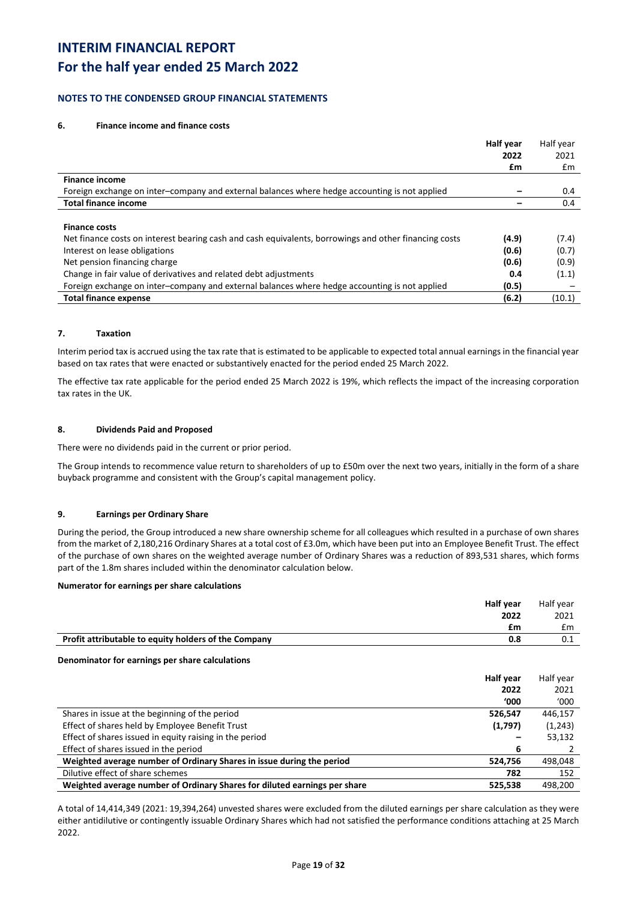# INTERIM FINANCIAL REPORT
# For the half year ended 25 March 2022

### NOTES TO THE CONDENSED GROUP FINANCIAL STATEMENTS

#### 6. Finance income and finance costs

| | **Half year 2022 £m** | Half year 2021 £m |
|---|---|---|
| **Finance income** | | |
| Foreign exchange on inter–company and external balances where hedge accounting is not applied | **–** | 0.4 |
| **Total finance income** | **–** | 0.4 |
| | | |
| **Finance costs** | | |
| Net finance costs on interest bearing cash and cash equivalents, borrowings and other financing costs | **(4.9)** | (7.4) |
| Interest on lease obligations | **(0.6)** | (0.7) |
| Net pension financing charge | **(0.6)** | (0.9) |
| Change in fair value of derivatives and related debt adjustments | **0.4** | (1.1) |
| Foreign exchange on inter–company and external balances where hedge accounting is not applied | **(0.5)** | – |
| **Total finance expense** | **(6.2)** | (10.1) |

#### 7. Taxation

Interim period tax is accrued using the tax rate that is estimated to be applicable to expected total annual earnings in the financial year based on tax rates that were enacted or substantively enacted for the period ended 25 March 2022.

The effective tax rate applicable for the period ended 25 March 2022 is 19%, which reflects the impact of the increasing corporation tax rates in the UK.

#### 8. Dividends Paid and Proposed

There were no dividends paid in the current or prior period.

The Group intends to recommence value return to shareholders of up to £50m over the next two years, initially in the form of a share buyback programme and consistent with the Group's capital management policy.

#### 9. Earnings per Ordinary Share

During the period, the Group introduced a new share ownership scheme for all colleagues which resulted in a purchase of own shares from the market of 2,180,216 Ordinary Shares at a total cost of £3.0m, which have been put into an Employee Benefit Trust. The effect of the purchase of own shares on the weighted average number of Ordinary Shares was a reduction of 893,531 shares, which forms part of the 1.8m shares included within the denominator calculation below.

**Numerator for earnings per share calculations**

| | **Half year 2022 £m** | Half year 2021 £m |
|---|---|---|
| **Profit attributable to equity holders of the Company** | **0.8** | 0.1 |

**Denominator for earnings per share calculations**

| | **Half year 2022 '000** | Half year 2021 '000 |
|---|---|---|
| Shares in issue at the beginning of the period | **526,547** | 446,157 |
| Effect of shares held by Employee Benefit Trust | **(1,797)** | (1,243) |
| Effect of shares issued in equity raising in the period | **–** | 53,132 |
| Effect of shares issued in the period | **6** | 2 |
| **Weighted average number of Ordinary Shares in issue during the period** | **524,756** | 498,048 |
| Dilutive effect of share schemes | **782** | 152 |
| **Weighted average number of Ordinary Shares for diluted earnings per share** | **525,538** | 498,200 |

A total of 14,414,349 (2021: 19,394,264) unvested shares were excluded from the diluted earnings per share calculation as they were either antidilutive or contingently issuable Ordinary Shares which had not satisfied the performance conditions attaching at 25 March 2022.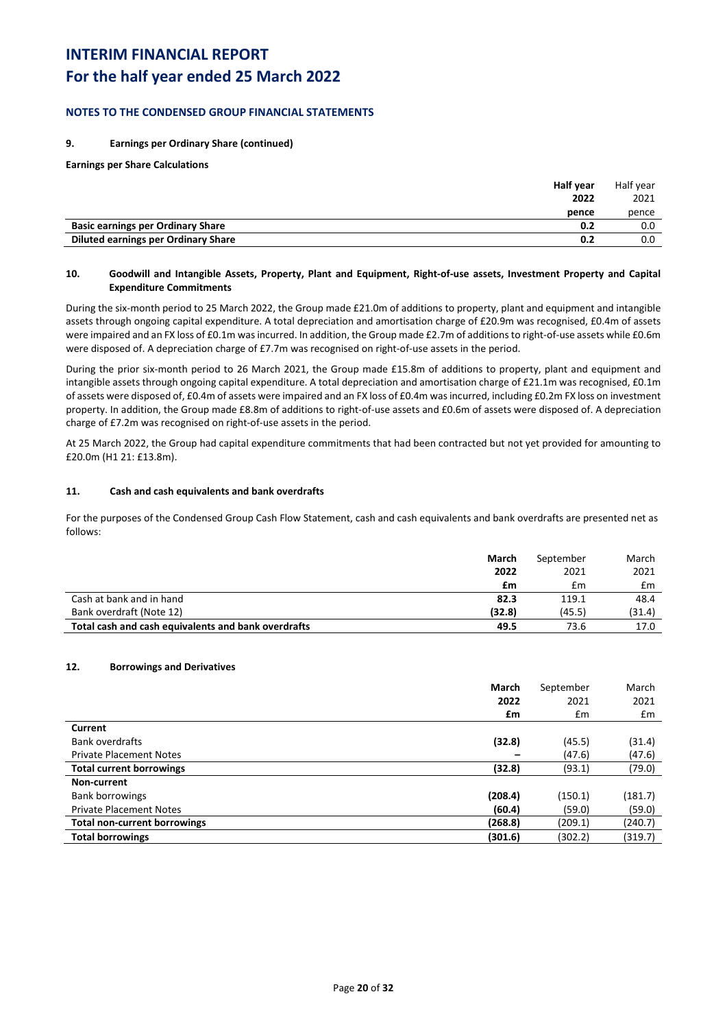# INTERIM FINANCIAL REPORT
# For the half year ended 25 March 2022

## NOTES TO THE CONDENSED GROUP FINANCIAL STATEMENTS

### 9. Earnings per Ordinary Share (continued)

**Earnings per Share Calculations**

| | Half year 2022 pence | Half year 2021 pence |
|---|---|---|
| **Basic earnings per Ordinary Share** | **0.2** | 0.0 |
| **Diluted earnings per Ordinary Share** | **0.2** | 0.0 |

### 10. Goodwill and Intangible Assets, Property, Plant and Equipment, Right-of-use assets, Investment Property and Capital Expenditure Commitments

During the six-month period to 25 March 2022, the Group made £21.0m of additions to property, plant and equipment and intangible assets through ongoing capital expenditure. A total depreciation and amortisation charge of £20.9m was recognised, £0.4m of assets were impaired and an FX loss of £0.1m was incurred. In addition, the Group made £2.7m of additions to right-of-use assets while £0.6m were disposed of. A depreciation charge of £7.7m was recognised on right-of-use assets in the period.

During the prior six-month period to 26 March 2021, the Group made £15.8m of additions to property, plant and equipment and intangible assets through ongoing capital expenditure. A total depreciation and amortisation charge of £21.1m was recognised, £0.1m of assets were disposed of, £0.4m of assets were impaired and an FX loss of £0.4m was incurred, including £0.2m FX loss on investment property. In addition, the Group made £8.8m of additions to right-of-use assets and £0.6m of assets were disposed of. A depreciation charge of £7.2m was recognised on right-of-use assets in the period.

At 25 March 2022, the Group had capital expenditure commitments that had been contracted but not yet provided for amounting to £20.0m (H1 21: £13.8m).

### 11. Cash and cash equivalents and bank overdrafts

For the purposes of the Condensed Group Cash Flow Statement, cash and cash equivalents and bank overdrafts are presented net as follows:

| | March 2022 £m | September 2021 £m | March 2021 £m |
|---|---|---|---|
| Cash at bank and in hand | **82.3** | 119.1 | 48.4 |
| Bank overdraft (Note 12) | **(32.8)** | (45.5) | (31.4) |
| **Total cash and cash equivalents and bank overdrafts** | **49.5** | 73.6 | 17.0 |

### 12. Borrowings and Derivatives

| | March 2022 £m | September 2021 £m | March 2021 £m |
|---|---|---|---|
| **Current** | | | |
| Bank overdrafts | **(32.8)** | (45.5) | (31.4) |
| Private Placement Notes | **–** | (47.6) | (47.6) |
| **Total current borrowings** | **(32.8)** | (93.1) | (79.0) |
| **Non-current** | | | |
| Bank borrowings | **(208.4)** | (150.1) | (181.7) |
| Private Placement Notes | **(60.4)** | (59.0) | (59.0) |
| **Total non-current borrowings** | **(268.8)** | (209.1) | (240.7) |
| **Total borrowings** | **(301.6)** | (302.2) | (319.7) |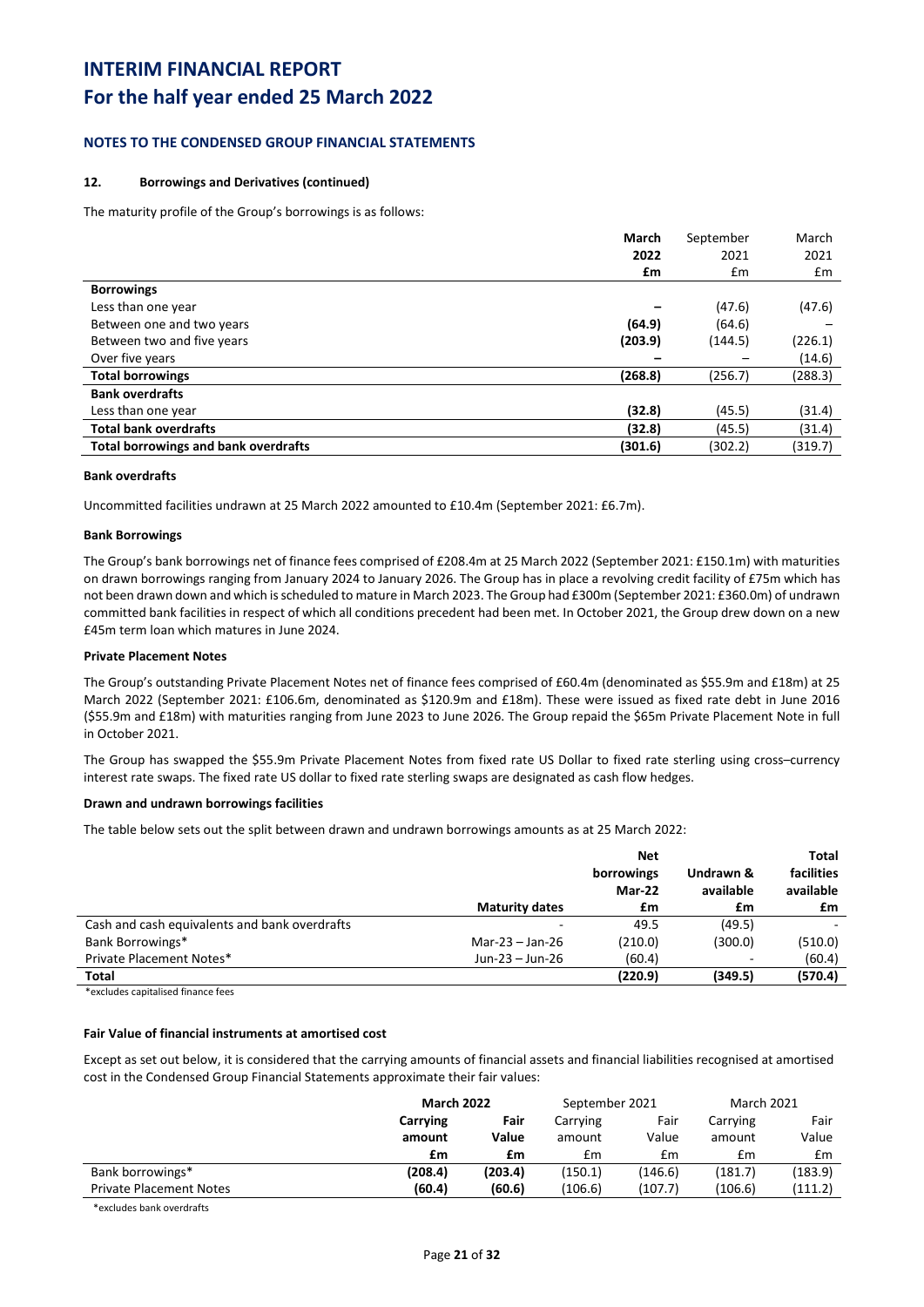# INTERIM FINANCIAL REPORT
# For the half year ended 25 March 2022

### NOTES TO THE CONDENSED GROUP FINANCIAL STATEMENTS

#### 12. Borrowings and Derivatives (continued)

The maturity profile of the Group's borrowings is as follows:

| | **March 2022 £m** | September 2021 £m | March 2021 £m |
|---|---|---|---|
| **Borrowings** | | | |
| Less than one year | **–** | (47.6) | (47.6) |
| Between one and two years | **(64.9)** | (64.6) | – |
| Between two and five years | **(203.9)** | (144.5) | (226.1) |
| Over five years | **–** | – | (14.6) |
| **Total borrowings** | **(268.8)** | (256.7) | (288.3) |
| **Bank overdrafts** | | | |
| Less than one year | **(32.8)** | (45.5) | (31.4) |
| **Total bank overdrafts** | **(32.8)** | (45.5) | (31.4) |
| **Total borrowings and bank overdrafts** | **(301.6)** | (302.2) | (319.7) |

**Bank overdrafts**

Uncommitted facilities undrawn at 25 March 2022 amounted to £10.4m (September 2021: £6.7m).

**Bank Borrowings**

The Group's bank borrowings net of finance fees comprised of £208.4m at 25 March 2022 (September 2021: £150.1m) with maturities on drawn borrowings ranging from January 2024 to January 2026. The Group has in place a revolving credit facility of £75m which has not been drawn down and which is scheduled to mature in March 2023. The Group had £300m (September 2021: £360.0m) of undrawn committed bank facilities in respect of which all conditions precedent had been met. In October 2021, the Group drew down on a new £45m term loan which matures in June 2024.

**Private Placement Notes**

The Group's outstanding Private Placement Notes net of finance fees comprised of £60.4m (denominated as $55.9m and £18m) at 25 March 2022 (September 2021: £106.6m, denominated as $120.9m and £18m). These were issued as fixed rate debt in June 2016 ($55.9m and £18m) with maturities ranging from June 2023 to June 2026. The Group repaid the $65m Private Placement Note in full in October 2021.

The Group has swapped the $55.9m Private Placement Notes from fixed rate US Dollar to fixed rate sterling using cross–currency interest rate swaps. The fixed rate US dollar to fixed rate sterling swaps are designated as cash flow hedges.

**Drawn and undrawn borrowings facilities**

The table below sets out the split between drawn and undrawn borrowings amounts as at 25 March 2022:

| | **Maturity dates** | **Net borrowings Mar-22 £m** | **Undrawn & available £m** | **Total facilities available £m** |
|---|---|---|---|---|
| Cash and cash equivalents and bank overdrafts | - | 49.5 | (49.5) | - |
| Bank Borrowings* | Mar-23 – Jan-26 | (210.0) | (300.0) | (510.0) |
| Private Placement Notes* | Jun-23 – Jun-26 | (60.4) | - | (60.4) |
| **Total** | | **(220.9)** | **(349.5)** | **(570.4)** |

*excludes capitalised finance fees

**Fair Value of financial instruments at amortised cost**

Except as set out below, it is considered that the carrying amounts of financial assets and financial liabilities recognised at amortised cost in the Condensed Group Financial Statements approximate their fair values:

| | **March 2022** | | September 2021 | | March 2021 | |
|---|---|---|---|---|---|---|
| | **Carrying amount £m** | **Fair Value £m** | Carrying amount £m | Fair Value £m | Carrying amount £m | Fair Value £m |
| Bank borrowings* | **(208.4)** | **(203.4)** | (150.1) | (146.6) | (181.7) | (183.9) |
| Private Placement Notes | **(60.4)** | **(60.6)** | (106.6) | (107.7) | (106.6) | (111.2) |

*excludes bank overdrafts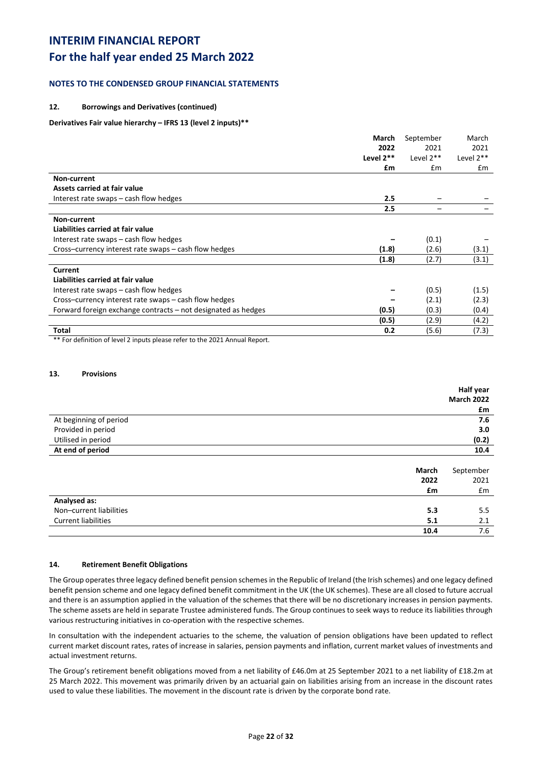# INTERIM FINANCIAL REPORT
# For the half year ended 25 March 2022

### NOTES TO THE CONDENSED GROUP FINANCIAL STATEMENTS

#### 12. Borrowings and Derivatives (continued)

**Derivatives Fair value hierarchy – IFRS 13 (level 2 inputs)****

| | **March 2022 Level 2** £m** | September 2021 Level 2** £m | March 2021 Level 2** £m |
|---|---|---|---|
| **Non-current** | | | |
| **Assets carried at fair value** | | | |
| Interest rate swaps – cash flow hedges | **2.5** | – | – |
| | **2.5** | – | – |
| **Non-current** | | | |
| **Liabilities carried at fair value** | | | |
| Interest rate swaps – cash flow hedges | **–** | (0.1) | – |
| Cross–currency interest rate swaps – cash flow hedges | **(1.8)** | (2.6) | (3.1) |
| | **(1.8)** | (2.7) | (3.1) |
| **Current** | | | |
| **Liabilities carried at fair value** | | | |
| Interest rate swaps – cash flow hedges | **–** | (0.5) | (1.5) |
| Cross–currency interest rate swaps – cash flow hedges | **–** | (2.1) | (2.3) |
| Forward foreign exchange contracts – not designated as hedges | **(0.5)** | (0.3) | (0.4) |
| | **(0.5)** | (2.9) | (4.2) |
| **Total** | **0.2** | (5.6) | (7.3) |

** For definition of level 2 inputs please refer to the 2021 Annual Report.

#### 13. Provisions

| | **Half year March 2022 £m** |
|---|---|
| At beginning of period | **7.6** |
| Provided in period | **3.0** |
| Utilised in period | **(0.2)** |
| **At end of period** | **10.4** |

| | **March 2022 £m** | September 2021 £m |
|---|---|---|
| **Analysed as:** | | |
| Non–current liabilities | **5.3** | 5.5 |
| Current liabilities | **5.1** | 2.1 |
| | **10.4** | 7.6 |

#### 14. Retirement Benefit Obligations

The Group operates three legacy defined benefit pension schemes in the Republic of Ireland (the Irish schemes) and one legacy defined benefit pension scheme and one legacy defined benefit commitment in the UK (the UK schemes). These are all closed to future accrual and there is an assumption applied in the valuation of the schemes that there will be no discretionary increases in pension payments. The scheme assets are held in separate Trustee administered funds. The Group continues to seek ways to reduce its liabilities through various restructuring initiatives in co-operation with the respective schemes.

In consultation with the independent actuaries to the scheme, the valuation of pension obligations have been updated to reflect current market discount rates, rates of increase in salaries, pension payments and inflation, current market values of investments and actual investment returns.

The Group's retirement benefit obligations moved from a net liability of £46.0m at 25 September 2021 to a net liability of £18.2m at 25 March 2022. This movement was primarily driven by an actuarial gain on liabilities arising from an increase in the discount rates used to value these liabilities. The movement in the discount rate is driven by the corporate bond rate.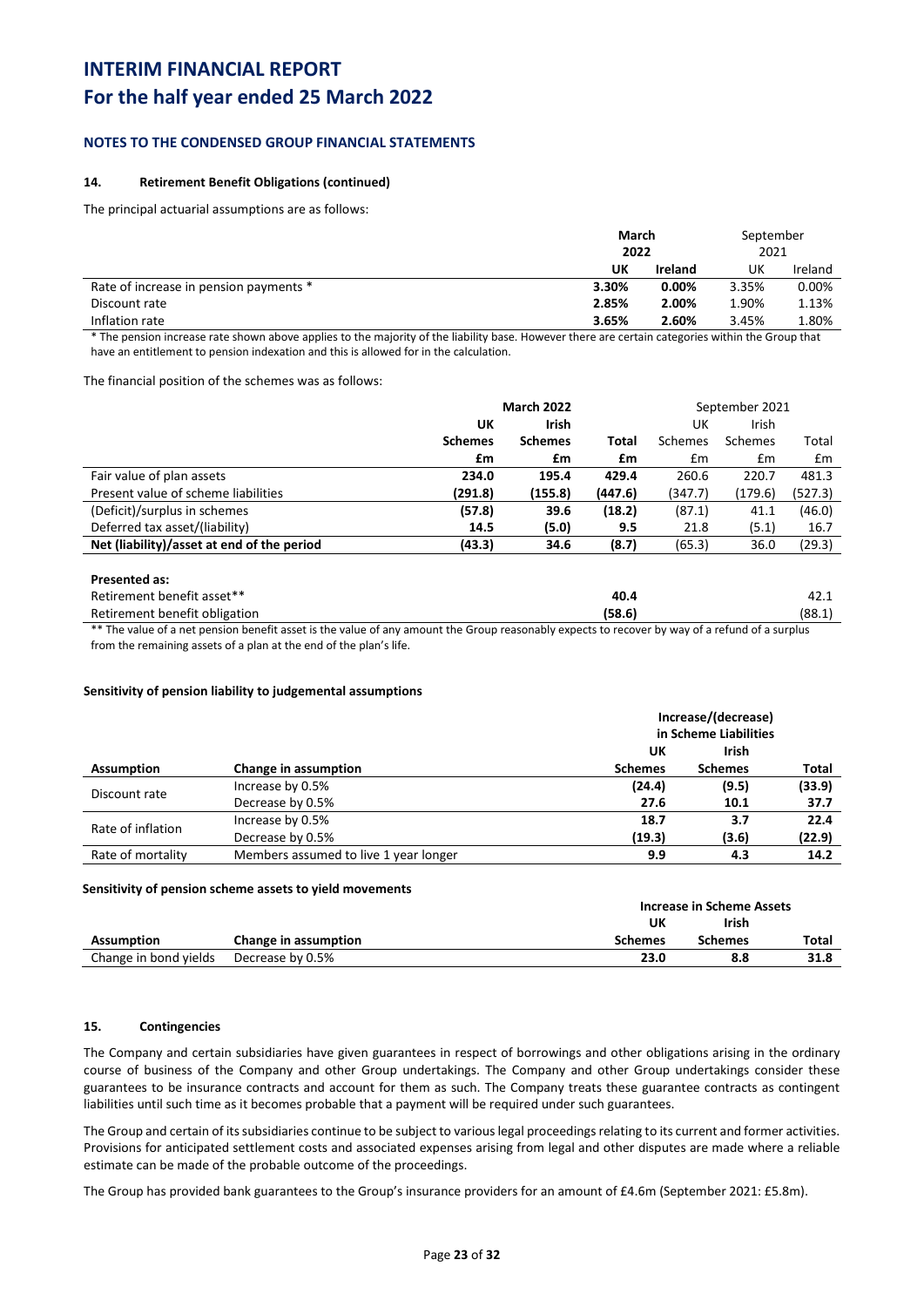# INTERIM FINANCIAL REPORT
# For the half year ended 25 March 2022

### NOTES TO THE CONDENSED GROUP FINANCIAL STATEMENTS

#### 14. Retirement Benefit Obligations (continued)

The principal actuarial assumptions are as follows:

| | **March 2022** | | September 2021 | |
|---|---|---|---|---|
| | **UK** | **Ireland** | UK | Ireland |
| Rate of increase in pension payments * | **3.30%** | **0.00%** | 3.35% | 0.00% |
| Discount rate | **2.85%** | **2.00%** | 1.90% | 1.13% |
| Inflation rate | **3.65%** | **2.60%** | 3.45% | 1.80% |

\* The pension increase rate shown above applies to the majority of the liability base. However there are certain categories within the Group that have an entitlement to pension indexation and this is allowed for in the calculation.

The financial position of the schemes was as follows:

| | **March 2022** | | | September 2021 | | |
|---|---|---|---|---|---|---|
| | **UK Schemes** | **Irish Schemes** | **Total** | UK Schemes | Irish Schemes | Total |
| | **£m** | **£m** | **£m** | £m | £m | £m |
| Fair value of plan assets | **234.0** | **195.4** | **429.4** | 260.6 | 220.7 | 481.3 |
| Present value of scheme liabilities | **(291.8)** | **(155.8)** | **(447.6)** | (347.7) | (179.6) | (527.3) |
| (Deficit)/surplus in schemes | **(57.8)** | **39.6** | **(18.2)** | (87.1) | 41.1 | (46.0) |
| Deferred tax asset/(liability) | **14.5** | **(5.0)** | **9.5** | 21.8 | (5.1) | 16.7 |
| **Net (liability)/asset at end of the period** | **(43.3)** | **34.6** | **(8.7)** | (65.3) | 36.0 | (29.3) |
| | | | | | | |
| **Presented as:** | | | | | | |
| Retirement benefit asset** | | | **40.4** | | | 42.1 |
| Retirement benefit obligation | | | **(58.6)** | | | (88.1) |

\*\* The value of a net pension benefit asset is the value of any amount the Group reasonably expects to recover by way of a refund of a surplus from the remaining assets of a plan at the end of the plan's life.

**Sensitivity of pension liability to judgemental assumptions**

| | | **Increase/(decrease) in Scheme Liabilities** | | |
|---|---|---|---|---|
| **Assumption** | **Change in assumption** | **UK Schemes** | **Irish Schemes** | **Total** |
| Discount rate | Increase by 0.5% | **(24.4)** | **(9.5)** | **(33.9)** |
| | Decrease by 0.5% | **27.6** | **10.1** | **37.7** |
| Rate of inflation | Increase by 0.5% | **18.7** | **3.7** | **22.4** |
| | Decrease by 0.5% | **(19.3)** | **(3.6)** | **(22.9)** |
| Rate of mortality | Members assumed to live 1 year longer | **9.9** | **4.3** | **14.2** |

**Sensitivity of pension scheme assets to yield movements**

| | | **Increase in Scheme Assets** | | |
|---|---|---|---|---|
| **Assumption** | **Change in assumption** | **UK Schemes** | **Irish Schemes** | **Total** |
| Change in bond yields | Decrease by 0.5% | **23.0** | **8.8** | **31.8** |

#### 15. Contingencies

The Company and certain subsidiaries have given guarantees in respect of borrowings and other obligations arising in the ordinary course of business of the Company and other Group undertakings. The Company and other Group undertakings consider these guarantees to be insurance contracts and account for them as such. The Company treats these guarantee contracts as contingent liabilities until such time as it becomes probable that a payment will be required under such guarantees.

The Group and certain of its subsidiaries continue to be subject to various legal proceedings relating to its current and former activities. Provisions for anticipated settlement costs and associated expenses arising from legal and other disputes are made where a reliable estimate can be made of the probable outcome of the proceedings.

The Group has provided bank guarantees to the Group's insurance providers for an amount of £4.6m (September 2021: £5.8m).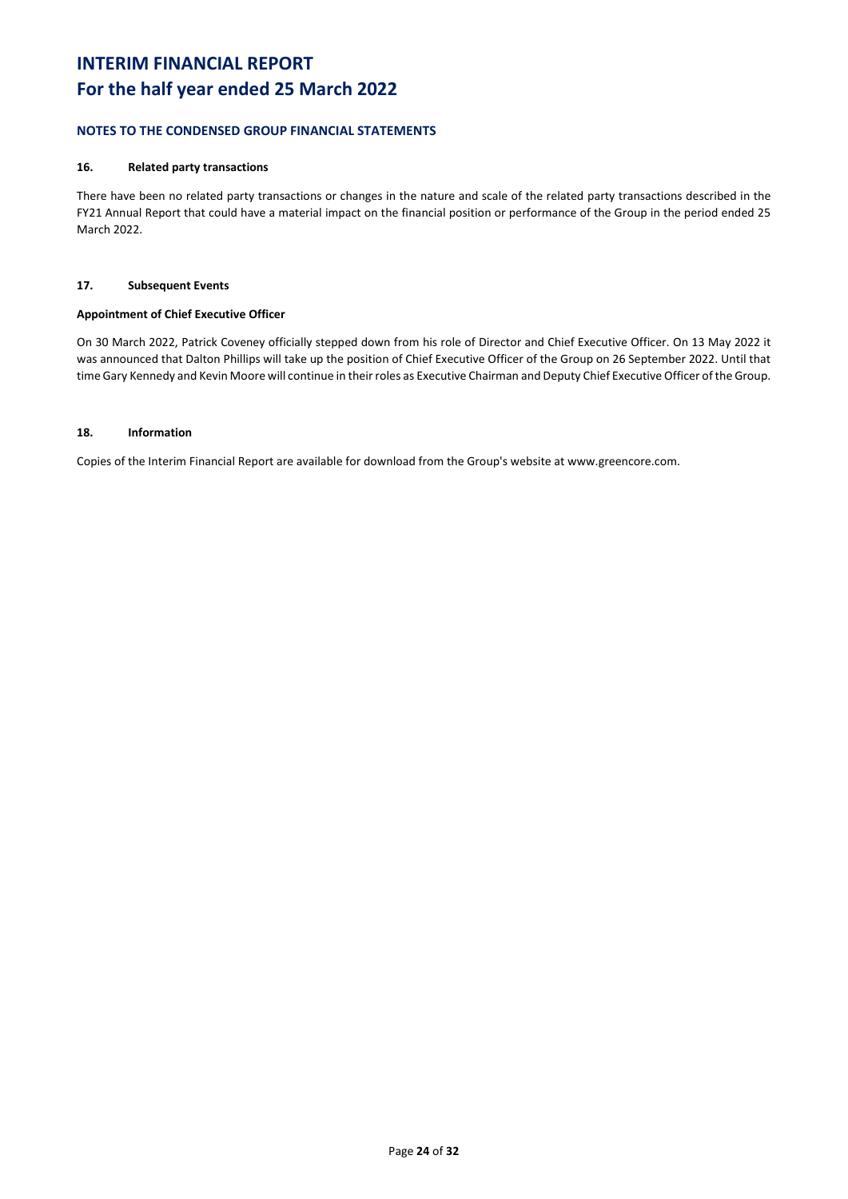# INTERIM FINANCIAL REPORT
# For the half year ended 25 March 2022

### NOTES TO THE CONDENSED GROUP FINANCIAL STATEMENTS

#### 16. Related party transactions

There have been no related party transactions or changes in the nature and scale of the related party transactions described in the FY21 Annual Report that could have a material impact on the financial position or performance of the Group in the period ended 25 March 2022.

#### 17. Subsequent Events

**Appointment of Chief Executive Officer**

On 30 March 2022, Patrick Coveney officially stepped down from his role of Director and Chief Executive Officer. On 13 May 2022 it was announced that Dalton Phillips will take up the position of Chief Executive Officer of the Group on 26 September 2022. Until that time Gary Kennedy and Kevin Moore will continue in their roles as Executive Chairman and Deputy Chief Executive Officer of the Group.

#### 18. Information

Copies of the Interim Financial Report are available for download from the Group's website at www.greencore.com.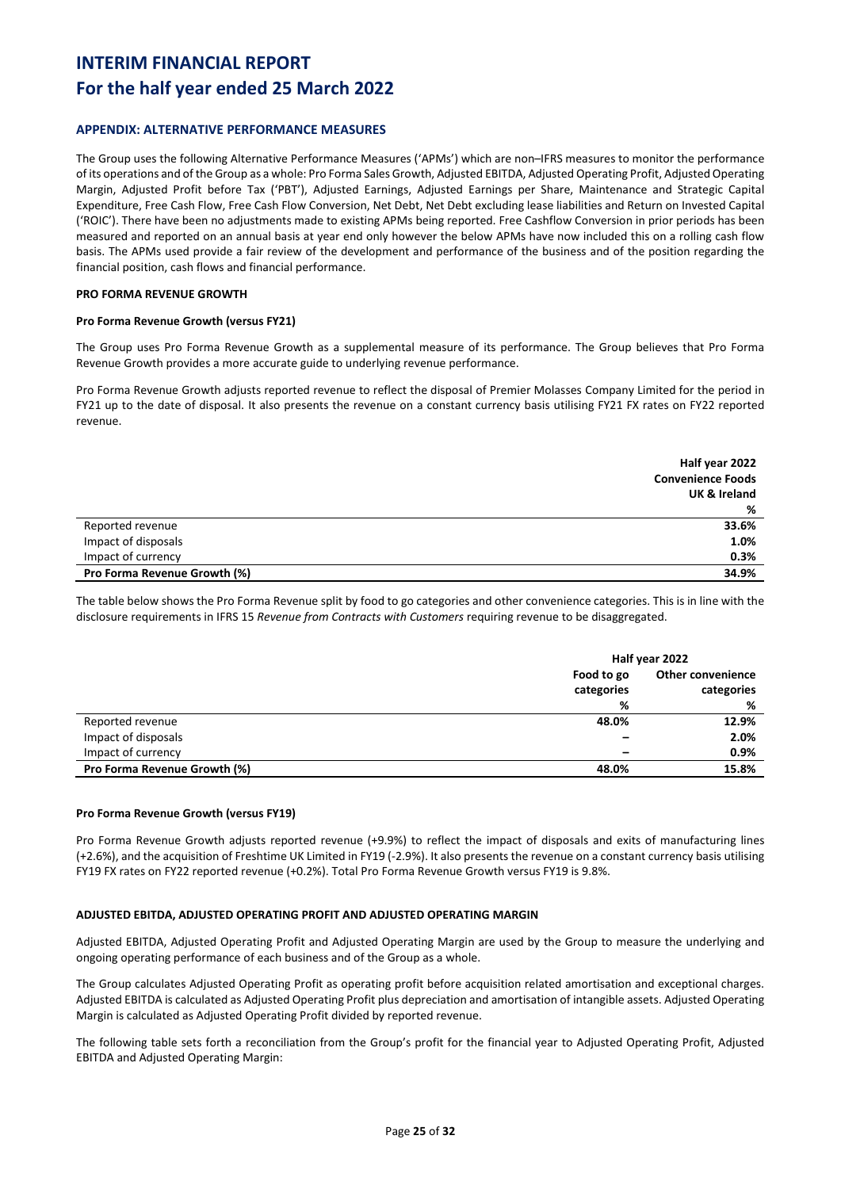# INTERIM FINANCIAL REPORT
# For the half year ended 25 March 2022

## APPENDIX: ALTERNATIVE PERFORMANCE MEASURES

The Group uses the following Alternative Performance Measures ('APMs') which are non–IFRS measures to monitor the performance of its operations and of the Group as a whole: Pro Forma Sales Growth, Adjusted EBITDA, Adjusted Operating Profit, Adjusted Operating Margin, Adjusted Profit before Tax ('PBT'), Adjusted Earnings, Adjusted Earnings per Share, Maintenance and Strategic Capital Expenditure, Free Cash Flow, Free Cash Flow Conversion, Net Debt, Net Debt excluding lease liabilities and Return on Invested Capital ('ROIC'). There have been no adjustments made to existing APMs being reported. Free Cashflow Conversion in prior periods has been measured and reported on an annual basis at year end only however the below APMs have now included this on a rolling cash flow basis. The APMs used provide a fair review of the development and performance of the business and of the position regarding the financial position, cash flows and financial performance.

### PRO FORMA REVENUE GROWTH

#### Pro Forma Revenue Growth (versus FY21)

The Group uses Pro Forma Revenue Growth as a supplemental measure of its performance. The Group believes that Pro Forma Revenue Growth provides a more accurate guide to underlying revenue performance.

Pro Forma Revenue Growth adjusts reported revenue to reflect the disposal of Premier Molasses Company Limited for the period in FY21 up to the date of disposal. It also presents the revenue on a constant currency basis utilising FY21 FX rates on FY22 reported revenue.

| | Half year 2022 Convenience Foods UK & Ireland % |
|---|---|
| Reported revenue | 33.6% |
| Impact of disposals | 1.0% |
| Impact of currency | 0.3% |
| **Pro Forma Revenue Growth (%)** | **34.9%** |

The table below shows the Pro Forma Revenue split by food to go categories and other convenience categories. This is in line with the disclosure requirements in IFRS 15 *Revenue from Contracts with Customers* requiring revenue to be disaggregated.

| | Half year 2022 | |
|---|---|---|
| | Food to go categories % | Other convenience categories % |
| Reported revenue | 48.0% | 12.9% |
| Impact of disposals | – | 2.0% |
| Impact of currency | – | 0.9% |
| **Pro Forma Revenue Growth (%)** | **48.0%** | **15.8%** |

#### Pro Forma Revenue Growth (versus FY19)

Pro Forma Revenue Growth adjusts reported revenue (+9.9%) to reflect the impact of disposals and exits of manufacturing lines (+2.6%), and the acquisition of Freshtime UK Limited in FY19 (-2.9%). It also presents the revenue on a constant currency basis utilising FY19 FX rates on FY22 reported revenue (+0.2%). Total Pro Forma Revenue Growth versus FY19 is 9.8%.

### ADJUSTED EBITDA, ADJUSTED OPERATING PROFIT AND ADJUSTED OPERATING MARGIN

Adjusted EBITDA, Adjusted Operating Profit and Adjusted Operating Margin are used by the Group to measure the underlying and ongoing operating performance of each business and of the Group as a whole.

The Group calculates Adjusted Operating Profit as operating profit before acquisition related amortisation and exceptional charges. Adjusted EBITDA is calculated as Adjusted Operating Profit plus depreciation and amortisation of intangible assets. Adjusted Operating Margin is calculated as Adjusted Operating Profit divided by reported revenue.

The following table sets forth a reconciliation from the Group's profit for the financial year to Adjusted Operating Profit, Adjusted EBITDA and Adjusted Operating Margin: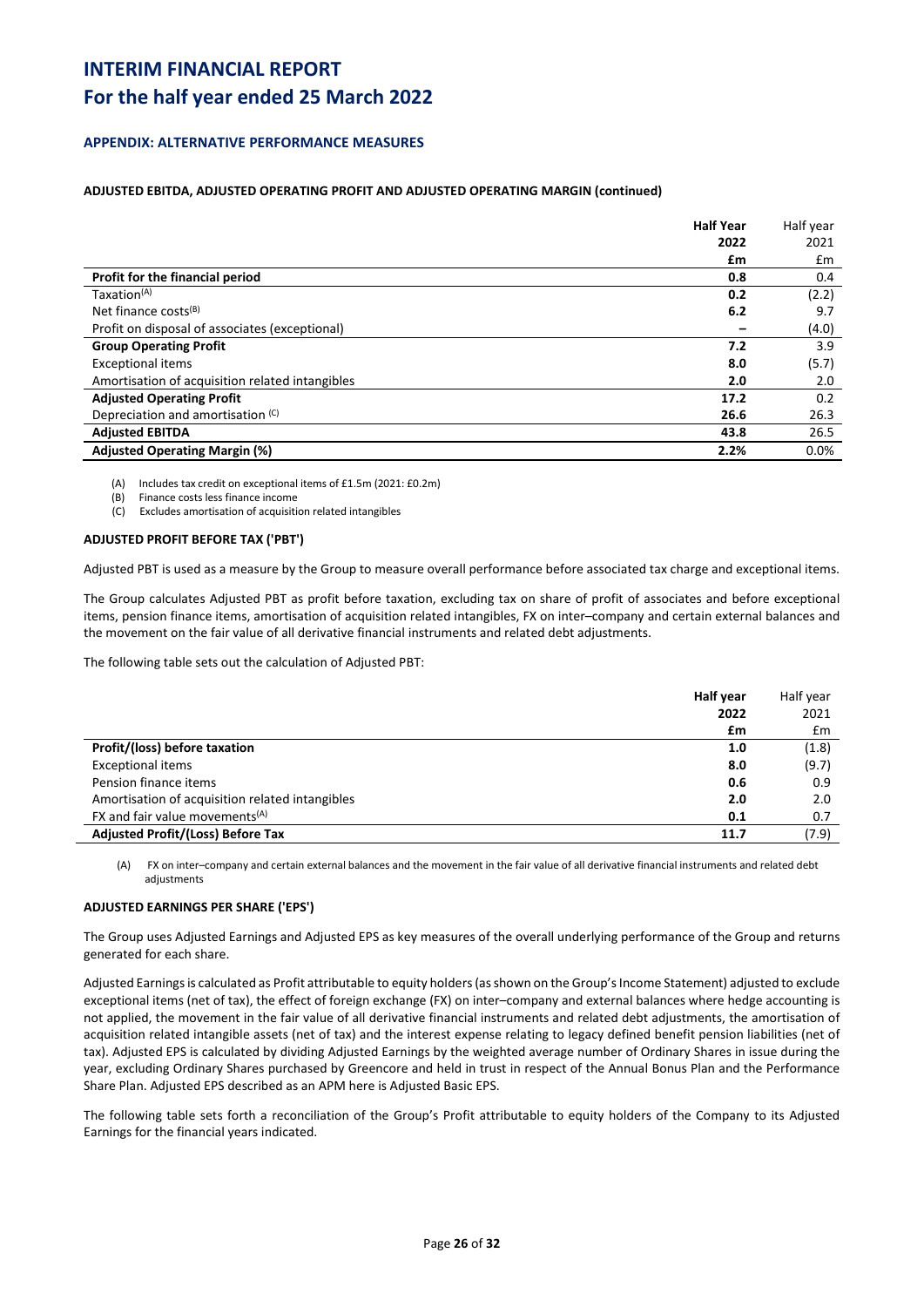## APPENDIX: ALTERNATIVE PERFORMANCE MEASURES

### ADJUSTED EBITDA, ADJUSTED OPERATING PROFIT AND ADJUSTED OPERATING MARGIN (continued)

| | **Half Year 2022 £m** | Half year 2021 £m |
|---|---|---|
| **Profit for the financial period** | **0.8** | 0.4 |
| Taxation[(A)] | **0.2** | (2.2) |
| Net finance costs[(B)] | **6.2** | 9.7 |
| Profit on disposal of associates (exceptional) | **–** | (4.0) |
| **Group Operating Profit** | **7.2** | 3.9 |
| Exceptional items | **8.0** | (5.7) |
| Amortisation of acquisition related intangibles | **2.0** | 2.0 |
| **Adjusted Operating Profit** | **17.2** | 0.2 |
| Depreciation and amortisation [(C)] | **26.6** | 26.3 |
| **Adjusted EBITDA** | **43.8** | 26.5 |
| **Adjusted Operating Margin (%)** | **2.2%** | 0.0% |

(A) Includes tax credit on exceptional items of £1.5m (2021: £0.2m)
(B) Finance costs less finance income
(C) Excludes amortisation of acquisition related intangibles

### ADJUSTED PROFIT BEFORE TAX ('PBT')

Adjusted PBT is used as a measure by the Group to measure overall performance before associated tax charge and exceptional items.

The Group calculates Adjusted PBT as profit before taxation, excluding tax on share of profit of associates and before exceptional items, pension finance items, amortisation of acquisition related intangibles, FX on inter–company and certain external balances and the movement on the fair value of all derivative financial instruments and related debt adjustments.

The following table sets out the calculation of Adjusted PBT:

| | **Half year 2022 £m** | Half year 2021 £m |
|---|---|---|
| **Profit/(loss) before taxation** | **1.0** | (1.8) |
| Exceptional items | **8.0** | (9.7) |
| Pension finance items | **0.6** | 0.9 |
| Amortisation of acquisition related intangibles | **2.0** | 2.0 |
| FX and fair value movements[(A)] | **0.1** | 0.7 |
| **Adjusted Profit/(Loss) Before Tax** | **11.7** | (7.9) |

(A) FX on inter–company and certain external balances and the movement in the fair value of all derivative financial instruments and related debt adjustments

### ADJUSTED EARNINGS PER SHARE ('EPS')

The Group uses Adjusted Earnings and Adjusted EPS as key measures of the overall underlying performance of the Group and returns generated for each share.

Adjusted Earnings is calculated as Profit attributable to equity holders (as shown on the Group's Income Statement) adjusted to exclude exceptional items (net of tax), the effect of foreign exchange (FX) on inter–company and external balances where hedge accounting is not applied, the movement in the fair value of all derivative financial instruments and related debt adjustments, the amortisation of acquisition related intangible assets (net of tax) and the interest expense relating to legacy defined benefit pension liabilities (net of tax). Adjusted EPS is calculated by dividing Adjusted Earnings by the weighted average number of Ordinary Shares in issue during the year, excluding Ordinary Shares purchased by Greencore and held in trust in respect of the Annual Bonus Plan and the Performance Share Plan. Adjusted EPS described as an APM here is Adjusted Basic EPS.

The following table sets forth a reconciliation of the Group's Profit attributable to equity holders of the Company to its Adjusted Earnings for the financial years indicated.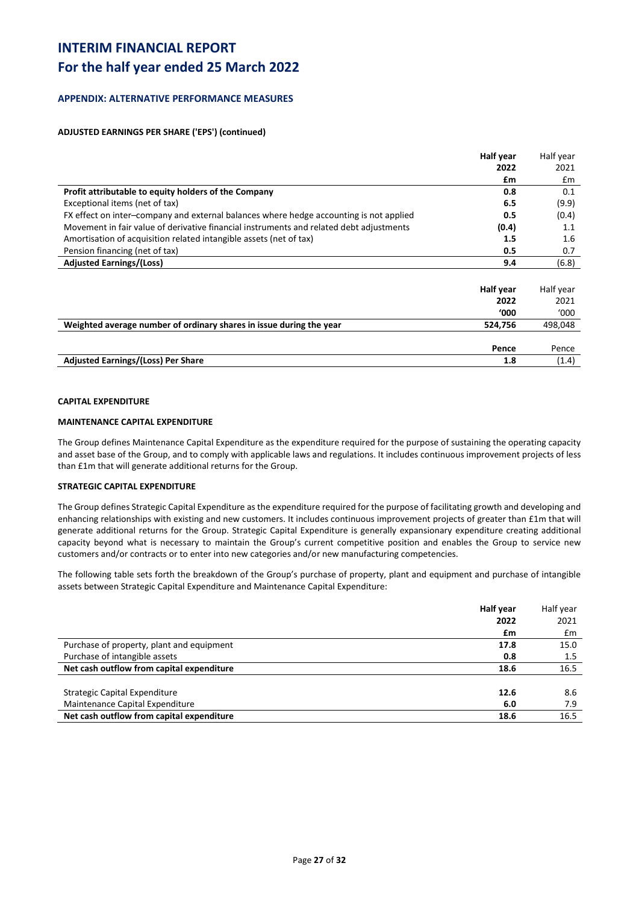# INTERIM FINANCIAL REPORT
# For the half year ended 25 March 2022

### APPENDIX: ALTERNATIVE PERFORMANCE MEASURES

**ADJUSTED EARNINGS PER SHARE ('EPS') (continued)**

| | **Half year 2022 £m** | Half year 2021 £m |
|---|---|---|
| **Profit attributable to equity holders of the Company** | **0.8** | 0.1 |
| Exceptional items (net of tax) | **6.5** | (9.9) |
| FX effect on inter–company and external balances where hedge accounting is not applied | **0.5** | (0.4) |
| Movement in fair value of derivative financial instruments and related debt adjustments | **(0.4)** | 1.1 |
| Amortisation of acquisition related intangible assets (net of tax) | **1.5** | 1.6 |
| Pension financing (net of tax) | **0.5** | 0.7 |
| **Adjusted Earnings/(Loss)** | **9.4** | (6.8) |

| | **Half year 2022 '000** | Half year 2021 '000 |
|---|---|---|
| **Weighted average number of ordinary shares in issue during the year** | **524,756** | 498,048 |
| | **Pence** | Pence |
| **Adjusted Earnings/(Loss) Per Share** | **1.8** | (1.4) |

**CAPITAL EXPENDITURE**

**MAINTENANCE CAPITAL EXPENDITURE**

The Group defines Maintenance Capital Expenditure as the expenditure required for the purpose of sustaining the operating capacity and asset base of the Group, and to comply with applicable laws and regulations. It includes continuous improvement projects of less than £1m that will generate additional returns for the Group.

**STRATEGIC CAPITAL EXPENDITURE**

The Group defines Strategic Capital Expenditure as the expenditure required for the purpose of facilitating growth and developing and enhancing relationships with existing and new customers. It includes continuous improvement projects of greater than £1m that will generate additional returns for the Group. Strategic Capital Expenditure is generally expansionary expenditure creating additional capacity beyond what is necessary to maintain the Group's current competitive position and enables the Group to service new customers and/or contracts or to enter into new categories and/or new manufacturing competencies.

The following table sets forth the breakdown of the Group's purchase of property, plant and equipment and purchase of intangible assets between Strategic Capital Expenditure and Maintenance Capital Expenditure:

| | **Half year 2022 £m** | Half year 2021 £m |
|---|---|---|
| Purchase of property, plant and equipment | **17.8** | 15.0 |
| Purchase of intangible assets | **0.8** | 1.5 |
| **Net cash outflow from capital expenditure** | **18.6** | 16.5 |
| | | |
| Strategic Capital Expenditure | **12.6** | 8.6 |
| Maintenance Capital Expenditure | **6.0** | 7.9 |
| **Net cash outflow from capital expenditure** | **18.6** | 16.5 |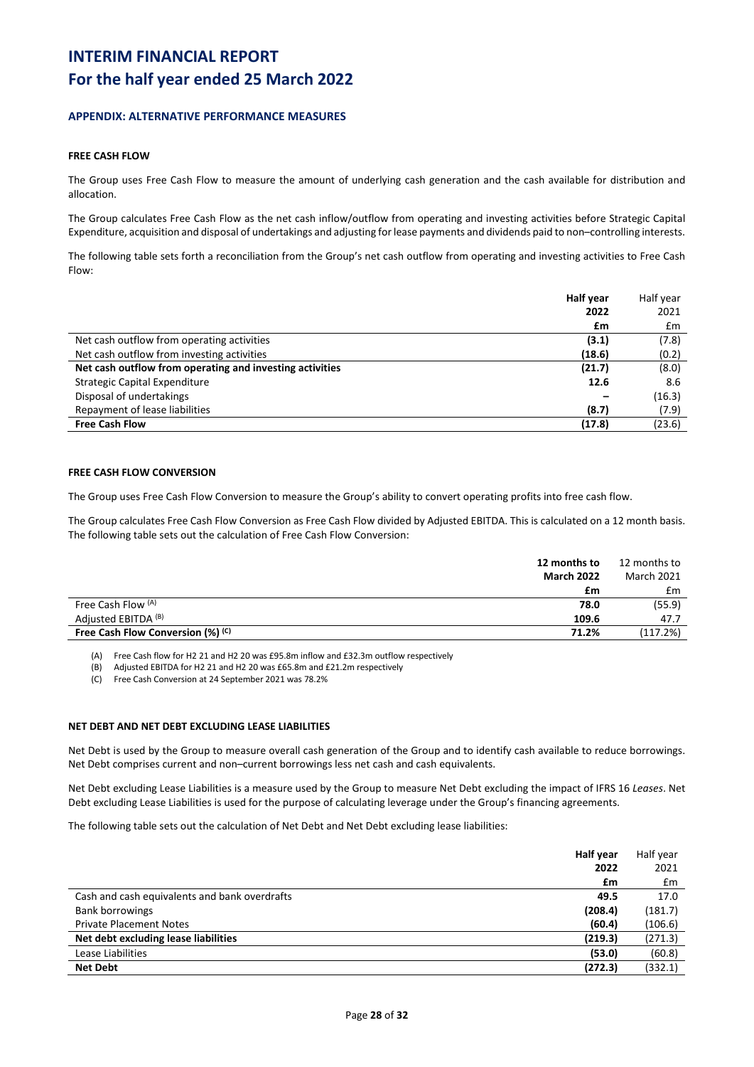# INTERIM FINANCIAL REPORT
# For the half year ended 25 March 2022

## APPENDIX: ALTERNATIVE PERFORMANCE MEASURES

### FREE CASH FLOW

The Group uses Free Cash Flow to measure the amount of underlying cash generation and the cash available for distribution and allocation.

The Group calculates Free Cash Flow as the net cash inflow/outflow from operating and investing activities before Strategic Capital Expenditure, acquisition and disposal of undertakings and adjusting for lease payments and dividends paid to non–controlling interests.

The following table sets forth a reconciliation from the Group's net cash outflow from operating and investing activities to Free Cash Flow:

| | **Half year 2022 £m** | Half year 2021 £m |
|---|---|---|
| Net cash outflow from operating activities | **(3.1)** | (7.8) |
| Net cash outflow from investing activities | **(18.6)** | (0.2) |
| **Net cash outflow from operating and investing activities** | **(21.7)** | (8.0) |
| Strategic Capital Expenditure | **12.6** | 8.6 |
| Disposal of undertakings | **–** | (16.3) |
| Repayment of lease liabilities | **(8.7)** | (7.9) |
| **Free Cash Flow** | **(17.8)** | (23.6) |

### FREE CASH FLOW CONVERSION

The Group uses Free Cash Flow Conversion to measure the Group's ability to convert operating profits into free cash flow.

The Group calculates Free Cash Flow Conversion as Free Cash Flow divided by Adjusted EBITDA. This is calculated on a 12 month basis. The following table sets out the calculation of Free Cash Flow Conversion:

| | **12 months to March 2022 £m** | 12 months to March 2021 £m |
|---|---|---|
| Free Cash Flow [(A)] | **78.0** | (55.9) |
| Adjusted EBITDA [(B)] | **109.6** | 47.7 |
| **Free Cash Flow Conversion (%) [(C)]** | **71.2%** | (117.2%) |

(A) Free Cash flow for H2 21 and H2 20 was £95.8m inflow and £32.3m outflow respectively

(B) Adjusted EBITDA for H2 21 and H2 20 was £65.8m and £21.2m respectively

(C) Free Cash Conversion at 24 September 2021 was 78.2%

### NET DEBT AND NET DEBT EXCLUDING LEASE LIABILITIES

Net Debt is used by the Group to measure overall cash generation of the Group and to identify cash available to reduce borrowings. Net Debt comprises current and non–current borrowings less net cash and cash equivalents.

Net Debt excluding Lease Liabilities is a measure used by the Group to measure Net Debt excluding the impact of IFRS 16 *Leases*. Net Debt excluding Lease Liabilities is used for the purpose of calculating leverage under the Group's financing agreements.

The following table sets out the calculation of Net Debt and Net Debt excluding lease liabilities:

| | **Half year 2022 £m** | Half year 2021 £m |
|---|---|---|
| Cash and cash equivalents and bank overdrafts | **49.5** | 17.0 |
| Bank borrowings | **(208.4)** | (181.7) |
| Private Placement Notes | **(60.4)** | (106.6) |
| **Net debt excluding lease liabilities** | **(219.3)** | (271.3) |
| Lease Liabilities | **(53.0)** | (60.8) |
| **Net Debt** | **(272.3)** | (332.1) |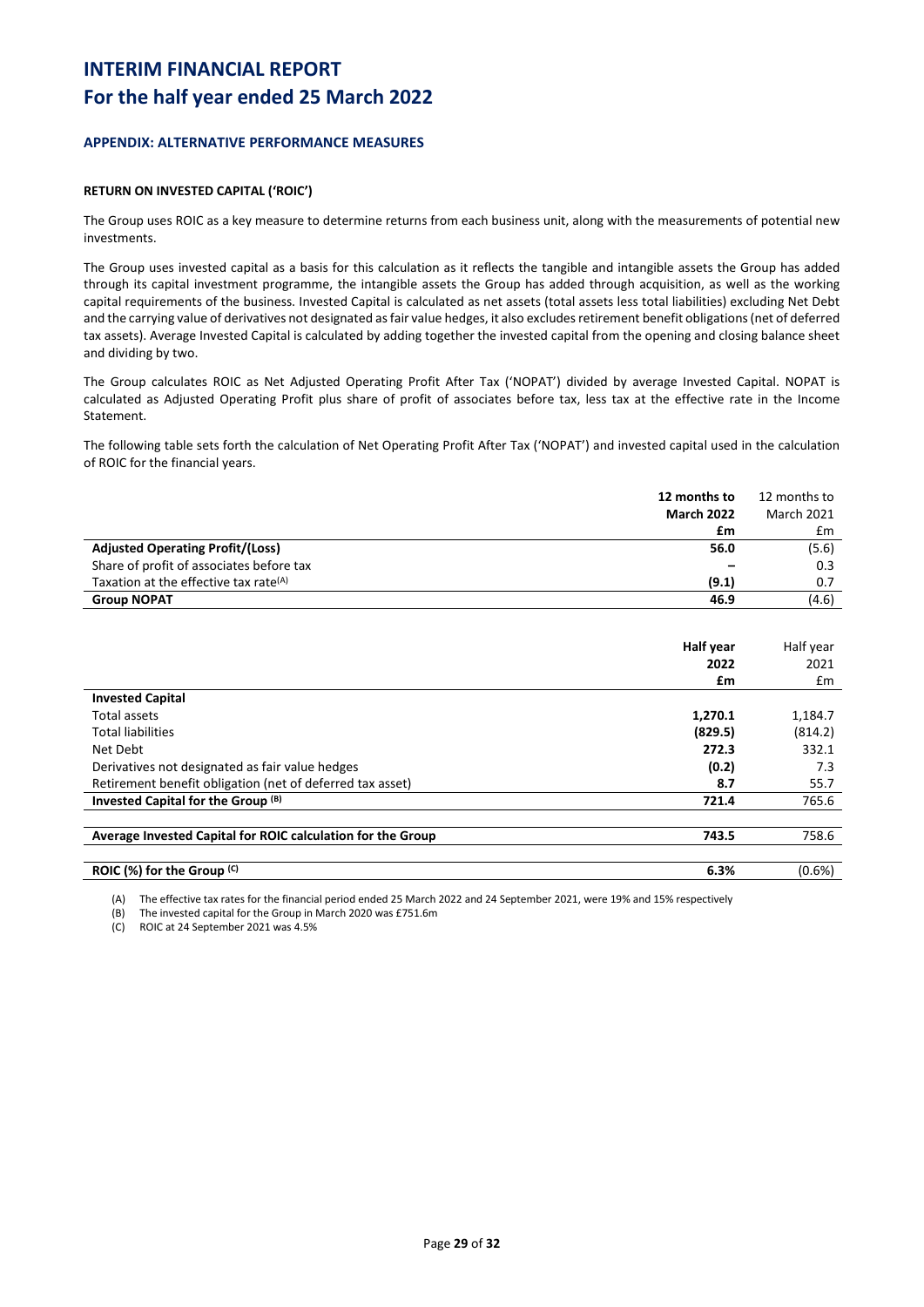# INTERIM FINANCIAL REPORT
# For the half year ended 25 March 2022

## APPENDIX: ALTERNATIVE PERFORMANCE MEASURES

### RETURN ON INVESTED CAPITAL ('ROIC')

The Group uses ROIC as a key measure to determine returns from each business unit, along with the measurements of potential new investments.

The Group uses invested capital as a basis for this calculation as it reflects the tangible and intangible assets the Group has added through its capital investment programme, the intangible assets the Group has added through acquisition, as well as the working capital requirements of the business. Invested Capital is calculated as net assets (total assets less total liabilities) excluding Net Debt and the carrying value of derivatives not designated as fair value hedges, it also excludes retirement benefit obligations (net of deferred tax assets). Average Invested Capital is calculated by adding together the invested capital from the opening and closing balance sheet and dividing by two.

The Group calculates ROIC as Net Adjusted Operating Profit After Tax ('NOPAT') divided by average Invested Capital. NOPAT is calculated as Adjusted Operating Profit plus share of profit of associates before tax, less tax at the effective rate in the Income Statement.

The following table sets forth the calculation of Net Operating Profit After Tax ('NOPAT') and invested capital used in the calculation of ROIC for the financial years.

| | **12 months to March 2022 £m** | 12 months to March 2021 £m |
|---|---|---|
| **Adjusted Operating Profit/(Loss)** | **56.0** | (5.6) |
| Share of profit of associates before tax | **–** | 0.3 |
| Taxation at the effective tax rate[(A)] | **(9.1)** | 0.7 |
| **Group NOPAT** | **46.9** | (4.6) |

| | **Half year 2022 £m** | Half year 2021 £m |
|---|---|---|
| **Invested Capital** | | |
| Total assets | **1,270.1** | 1,184.7 |
| Total liabilities | **(829.5)** | (814.2) |
| Net Debt | **272.3** | 332.1 |
| Derivatives not designated as fair value hedges | **(0.2)** | 7.3 |
| Retirement benefit obligation (net of deferred tax asset) | **8.7** | 55.7 |
| **Invested Capital for the Group [(B)]** | **721.4** | 765.6 |
| **Average Invested Capital for ROIC calculation for the Group** | **743.5** | 758.6 |
| **ROIC (%) for the Group [(C)]** | **6.3%** | (0.6%) |

(A) The effective tax rates for the financial period ended 25 March 2022 and 24 September 2021, were 19% and 15% respectively

(B) The invested capital for the Group in March 2020 was £751.6m

(C) ROIC at 24 September 2021 was 4.5%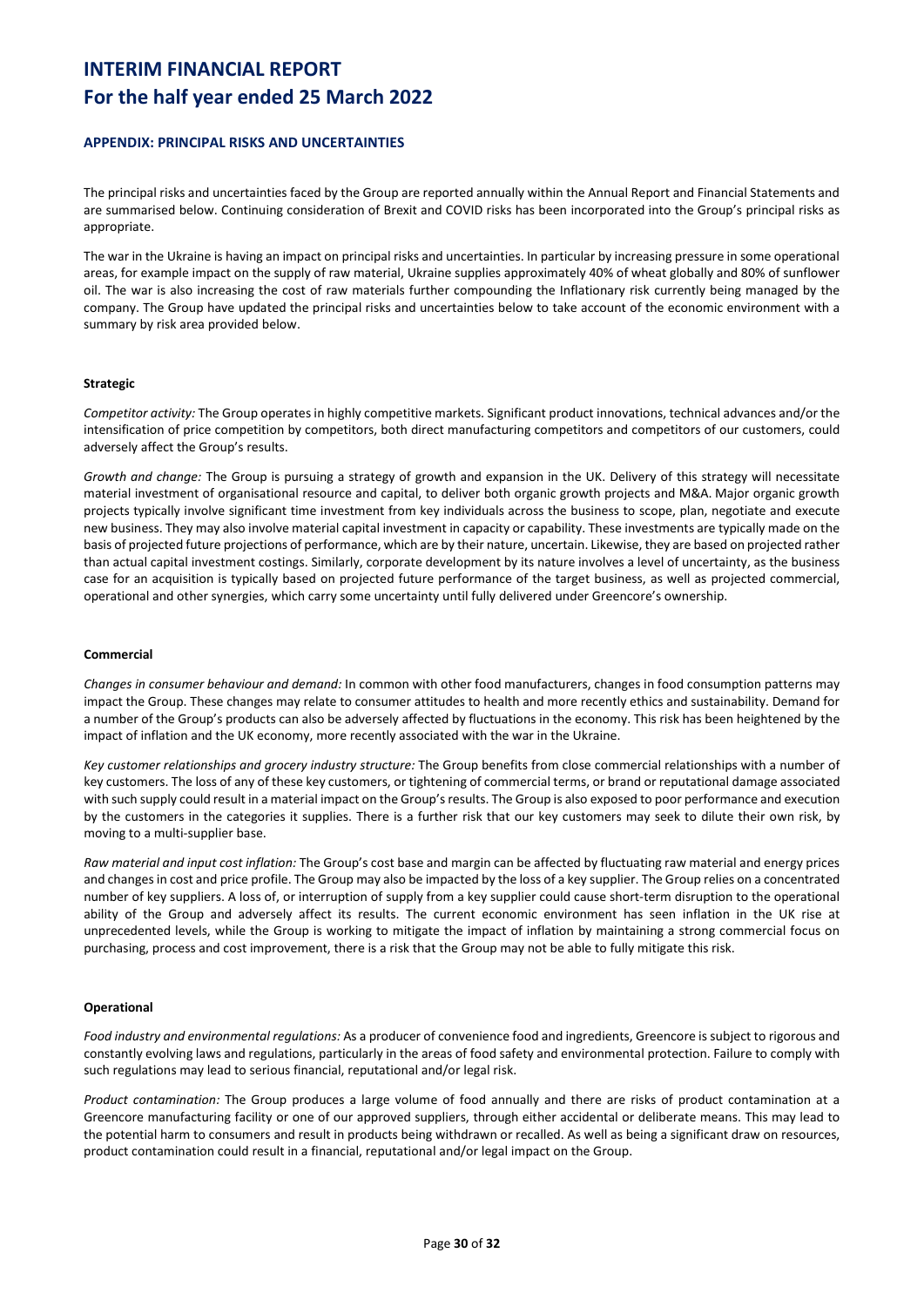# INTERIM FINANCIAL REPORT
# For the half year ended 25 March 2022

## APPENDIX: PRINCIPAL RISKS AND UNCERTAINTIES

The principal risks and uncertainties faced by the Group are reported annually within the Annual Report and Financial Statements and are summarised below. Continuing consideration of Brexit and COVID risks has been incorporated into the Group's principal risks as appropriate.

The war in the Ukraine is having an impact on principal risks and uncertainties. In particular by increasing pressure in some operational areas, for example impact on the supply of raw material, Ukraine supplies approximately 40% of wheat globally and 80% of sunflower oil. The war is also increasing the cost of raw materials further compounding the Inflationary risk currently being managed by the company. The Group have updated the principal risks and uncertainties below to take account of the economic environment with a summary by risk area provided below.

### Strategic

*Competitor activity:* The Group operates in highly competitive markets. Significant product innovations, technical advances and/or the intensification of price competition by competitors, both direct manufacturing competitors and competitors of our customers, could adversely affect the Group's results.

*Growth and change:* The Group is pursuing a strategy of growth and expansion in the UK. Delivery of this strategy will necessitate material investment of organisational resource and capital, to deliver both organic growth projects and M&A. Major organic growth projects typically involve significant time investment from key individuals across the business to scope, plan, negotiate and execute new business. They may also involve material capital investment in capacity or capability. These investments are typically made on the basis of projected future projections of performance, which are by their nature, uncertain. Likewise, they are based on projected rather than actual capital investment costings. Similarly, corporate development by its nature involves a level of uncertainty, as the business case for an acquisition is typically based on projected future performance of the target business, as well as projected commercial, operational and other synergies, which carry some uncertainty until fully delivered under Greencore's ownership.

### Commercial

*Changes in consumer behaviour and demand:* In common with other food manufacturers, changes in food consumption patterns may impact the Group. These changes may relate to consumer attitudes to health and more recently ethics and sustainability. Demand for a number of the Group's products can also be adversely affected by fluctuations in the economy. This risk has been heightened by the impact of inflation and the UK economy, more recently associated with the war in the Ukraine.

*Key customer relationships and grocery industry structure:* The Group benefits from close commercial relationships with a number of key customers. The loss of any of these key customers, or tightening of commercial terms, or brand or reputational damage associated with such supply could result in a material impact on the Group's results. The Group is also exposed to poor performance and execution by the customers in the categories it supplies. There is a further risk that our key customers may seek to dilute their own risk, by moving to a multi-supplier base.

*Raw material and input cost inflation:* The Group's cost base and margin can be affected by fluctuating raw material and energy prices and changes in cost and price profile. The Group may also be impacted by the loss of a key supplier. The Group relies on a concentrated number of key suppliers. A loss of, or interruption of supply from a key supplier could cause short-term disruption to the operational ability of the Group and adversely affect its results. The current economic environment has seen inflation in the UK rise at unprecedented levels, while the Group is working to mitigate the impact of inflation by maintaining a strong commercial focus on purchasing, process and cost improvement, there is a risk that the Group may not be able to fully mitigate this risk.

### Operational

*Food industry and environmental regulations:* As a producer of convenience food and ingredients, Greencore is subject to rigorous and constantly evolving laws and regulations, particularly in the areas of food safety and environmental protection. Failure to comply with such regulations may lead to serious financial, reputational and/or legal risk.

*Product contamination:* The Group produces a large volume of food annually and there are risks of product contamination at a Greencore manufacturing facility or one of our approved suppliers, through either accidental or deliberate means. This may lead to the potential harm to consumers and result in products being withdrawn or recalled. As well as being a significant draw on resources, product contamination could result in a financial, reputational and/or legal impact on the Group.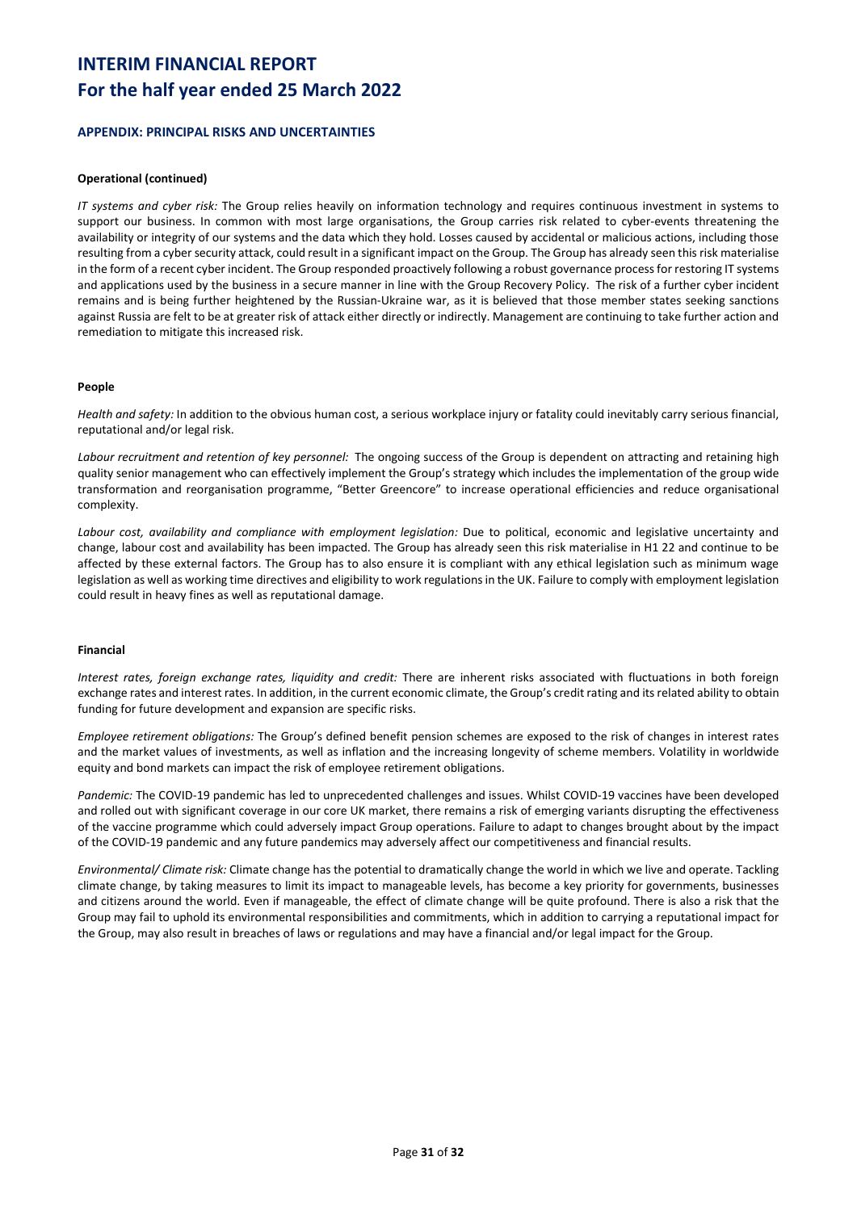# INTERIM FINANCIAL REPORT
# For the half year ended 25 March 2022

## APPENDIX: PRINCIPAL RISKS AND UNCERTAINTIES

### Operational (continued)

*IT systems and cyber risk:* The Group relies heavily on information technology and requires continuous investment in systems to support our business. In common with most large organisations, the Group carries risk related to cyber-events threatening the availability or integrity of our systems and the data which they hold. Losses caused by accidental or malicious actions, including those resulting from a cyber security attack, could result in a significant impact on the Group. The Group has already seen this risk materialise in the form of a recent cyber incident. The Group responded proactively following a robust governance process for restoring IT systems and applications used by the business in a secure manner in line with the Group Recovery Policy. The risk of a further cyber incident remains and is being further heightened by the Russian-Ukraine war, as it is believed that those member states seeking sanctions against Russia are felt to be at greater risk of attack either directly or indirectly. Management are continuing to take further action and remediation to mitigate this increased risk.

### People

*Health and safety:* In addition to the obvious human cost, a serious workplace injury or fatality could inevitably carry serious financial, reputational and/or legal risk.

*Labour recruitment and retention of key personnel:* The ongoing success of the Group is dependent on attracting and retaining high quality senior management who can effectively implement the Group's strategy which includes the implementation of the group wide transformation and reorganisation programme, "Better Greencore" to increase operational efficiencies and reduce organisational complexity.

*Labour cost, availability and compliance with employment legislation:* Due to political, economic and legislative uncertainty and change, labour cost and availability has been impacted. The Group has already seen this risk materialise in H1 22 and continue to be affected by these external factors. The Group has to also ensure it is compliant with any ethical legislation such as minimum wage legislation as well as working time directives and eligibility to work regulations in the UK. Failure to comply with employment legislation could result in heavy fines as well as reputational damage.

### Financial

*Interest rates, foreign exchange rates, liquidity and credit:* There are inherent risks associated with fluctuations in both foreign exchange rates and interest rates. In addition, in the current economic climate, the Group's credit rating and its related ability to obtain funding for future development and expansion are specific risks.

*Employee retirement obligations:* The Group's defined benefit pension schemes are exposed to the risk of changes in interest rates and the market values of investments, as well as inflation and the increasing longevity of scheme members. Volatility in worldwide equity and bond markets can impact the risk of employee retirement obligations.

*Pandemic:* The COVID-19 pandemic has led to unprecedented challenges and issues. Whilst COVID-19 vaccines have been developed and rolled out with significant coverage in our core UK market, there remains a risk of emerging variants disrupting the effectiveness of the vaccine programme which could adversely impact Group operations. Failure to adapt to changes brought about by the impact of the COVID-19 pandemic and any future pandemics may adversely affect our competitiveness and financial results.

*Environmental/ Climate risk:* Climate change has the potential to dramatically change the world in which we live and operate. Tackling climate change, by taking measures to limit its impact to manageable levels, has become a key priority for governments, businesses and citizens around the world. Even if manageable, the effect of climate change will be quite profound. There is also a risk that the Group may fail to uphold its environmental responsibilities and commitments, which in addition to carrying a reputational impact for the Group, may also result in breaches of laws or regulations and may have a financial and/or legal impact for the Group.